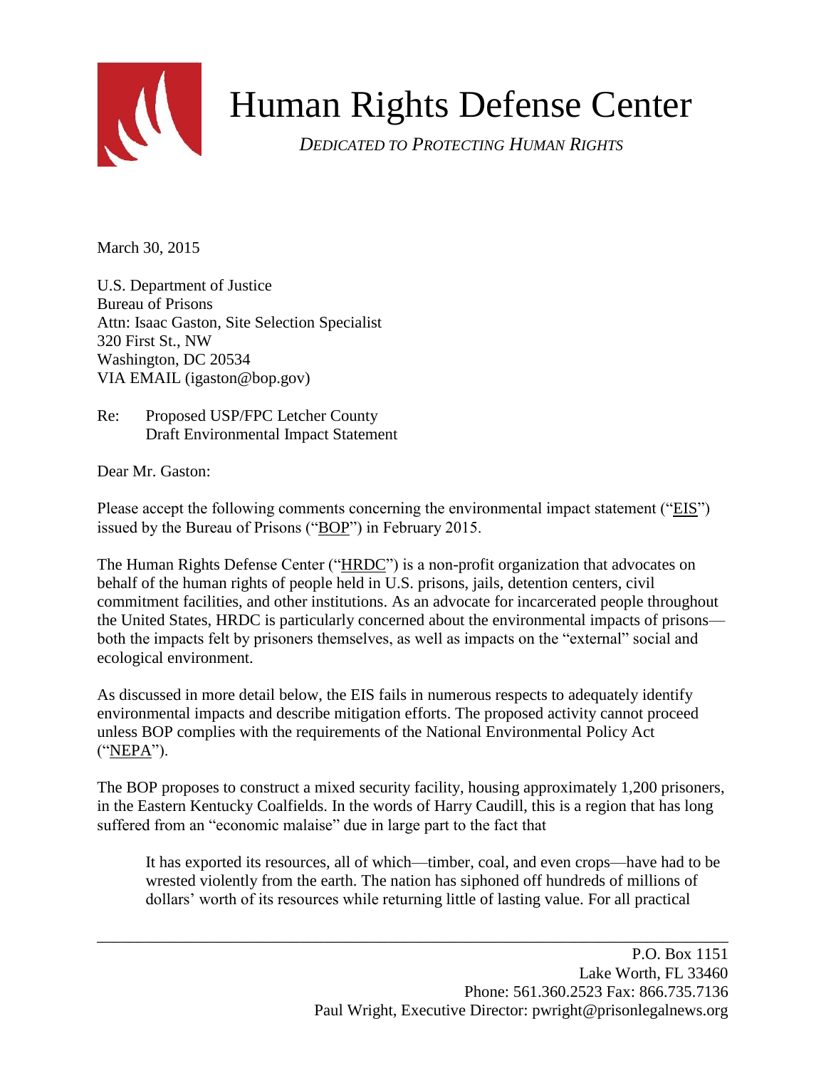# Human Rights Defense Center

*DEDICATED TO PROTECTING HUMAN RIGHTS*

March 30, 2015

U.S. Department of Justice
Bureau of Prisons
Attn: Isaac Gaston, Site Selection Specialist
320 First St., NW
Washington, DC 20534
VIA EMAIL (igaston@bop.gov)

Re: Proposed USP/FPC Letcher County
Draft Environmental Impact Statement

Dear Mr. Gaston:

Please accept the following comments concerning the environmental impact statement ("EIS") issued by the Bureau of Prisons ("BOP") in February 2015.

The Human Rights Defense Center ("HRDC") is a non-profit organization that advocates on behalf of the human rights of people held in U.S. prisons, jails, detention centers, civil commitment facilities, and other institutions. As an advocate for incarcerated people throughout the United States, HRDC is particularly concerned about the environmental impacts of prisons—both the impacts felt by prisoners themselves, as well as impacts on the "external" social and ecological environment.

As discussed in more detail below, the EIS fails in numerous respects to adequately identify environmental impacts and describe mitigation efforts. The proposed activity cannot proceed unless BOP complies with the requirements of the National Environmental Policy Act ("NEPA").

The BOP proposes to construct a mixed security facility, housing approximately 1,200 prisoners, in the Eastern Kentucky Coalfields. In the words of Harry Caudill, this is a region that has long suffered from an "economic malaise" due in large part to the fact that

> It has exported its resources, all of which—timber, coal, and even crops—have had to be wrested violently from the earth. The nation has siphoned off hundreds of millions of dollars' worth of its resources while returning little of lasting value. For all practical

P.O. Box 1151
Lake Worth, FL 33460
Phone: 561.360.2523 Fax: 866.735.7136
Paul Wright, Executive Director: pwright@prisonlegalnews.org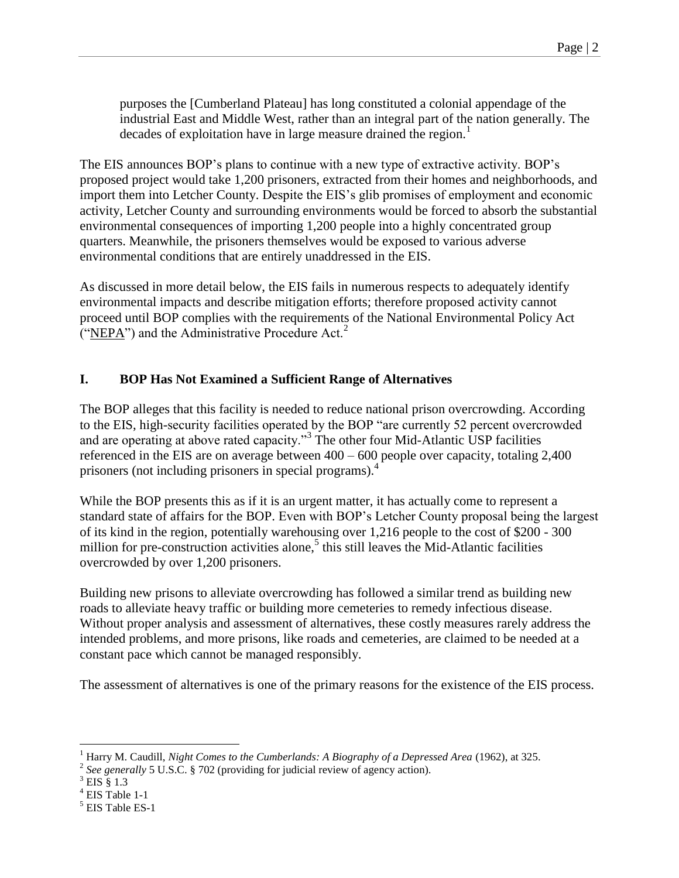> purposes the [Cumberland Plateau] has long constituted a colonial appendage of the industrial East and Middle West, rather than an integral part of the nation generally. The decades of exploitation have in large measure drained the region.[1]

The EIS announces BOP's plans to continue with a new type of extractive activity. BOP's proposed project would take 1,200 prisoners, extracted from their homes and neighborhoods, and import them into Letcher County. Despite the EIS's glib promises of employment and economic activity, Letcher County and surrounding environments would be forced to absorb the substantial environmental consequences of importing 1,200 people into a highly concentrated group quarters. Meanwhile, the prisoners themselves would be exposed to various adverse environmental conditions that are entirely unaddressed in the EIS.

As discussed in more detail below, the EIS fails in numerous respects to adequately identify environmental impacts and describe mitigation efforts; therefore proposed activity cannot proceed until BOP complies with the requirements of the National Environmental Policy Act ("NEPA") and the Administrative Procedure Act.[2]

## I. BOP Has Not Examined a Sufficient Range of Alternatives

The BOP alleges that this facility is needed to reduce national prison overcrowding. According to the EIS, high-security facilities operated by the BOP "are currently 52 percent overcrowded and are operating at above rated capacity."[3] The other four Mid-Atlantic USP facilities referenced in the EIS are on average between 400 – 600 people over capacity, totaling 2,400 prisoners (not including prisoners in special programs).[4]

While the BOP presents this as if it is an urgent matter, it has actually come to represent a standard state of affairs for the BOP. Even with BOP's Letcher County proposal being the largest of its kind in the region, potentially warehousing over 1,216 people to the cost of $200 - 300 million for pre-construction activities alone,[5] this still leaves the Mid-Atlantic facilities overcrowded by over 1,200 prisoners.

Building new prisons to alleviate overcrowding has followed a similar trend as building new roads to alleviate heavy traffic or building more cemeteries to remedy infectious disease. Without proper analysis and assessment of alternatives, these costly measures rarely address the intended problems, and more prisons, like roads and cemeteries, are claimed to be needed at a constant pace which cannot be managed responsibly.

The assessment of alternatives is one of the primary reasons for the existence of the EIS process.

---

[1] Harry M. Caudill, *Night Comes to the Cumberlands: A Biography of a Depressed Area* (1962), at 325.

[2] *See generally* 5 U.S.C. § 702 (providing for judicial review of agency action).

[3] EIS § 1.3

[4] EIS Table 1-1

[5] EIS Table ES-1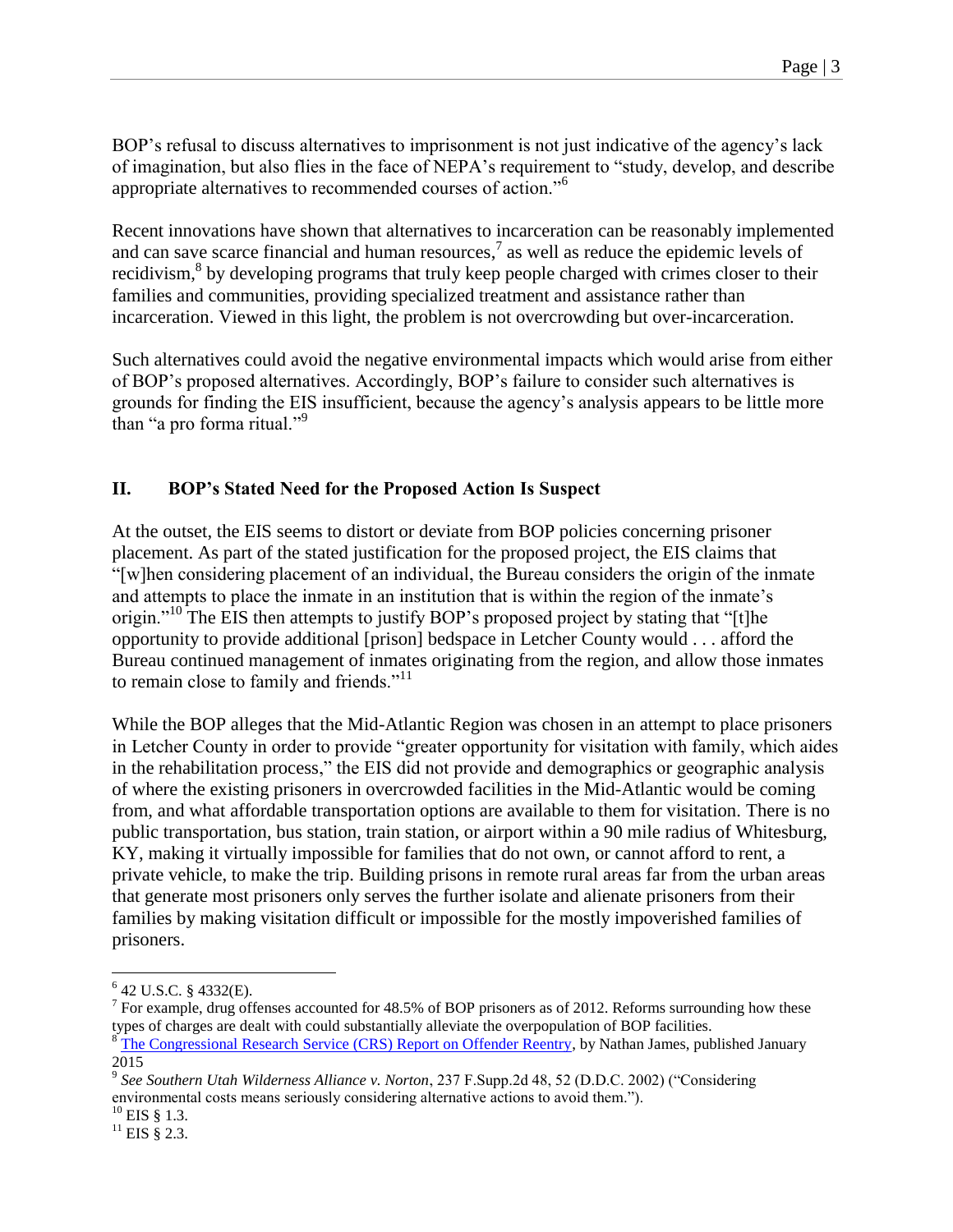BOP's refusal to discuss alternatives to imprisonment is not just indicative of the agency's lack of imagination, but also flies in the face of NEPA's requirement to "study, develop, and describe appropriate alternatives to recommended courses of action."[6]

Recent innovations have shown that alternatives to incarceration can be reasonably implemented and can save scarce financial and human resources,[7] as well as reduce the epidemic levels of recidivism,[8] by developing programs that truly keep people charged with crimes closer to their families and communities, providing specialized treatment and assistance rather than incarceration. Viewed in this light, the problem is not overcrowding but over-incarceration.

Such alternatives could avoid the negative environmental impacts which would arise from either of BOP's proposed alternatives. Accordingly, BOP's failure to consider such alternatives is grounds for finding the EIS insufficient, because the agency's analysis appears to be little more than "a pro forma ritual."[9]

## II. BOP's Stated Need for the Proposed Action Is Suspect

At the outset, the EIS seems to distort or deviate from BOP policies concerning prisoner placement. As part of the stated justification for the proposed project, the EIS claims that "[w]hen considering placement of an individual, the Bureau considers the origin of the inmate and attempts to place the inmate in an institution that is within the region of the inmate's origin."[10] The EIS then attempts to justify BOP's proposed project by stating that "[t]he opportunity to provide additional [prison] bedspace in Letcher County would . . . afford the Bureau continued management of inmates originating from the region, and allow those inmates to remain close to family and friends."[11]

While the BOP alleges that the Mid-Atlantic Region was chosen in an attempt to place prisoners in Letcher County in order to provide "greater opportunity for visitation with family, which aides in the rehabilitation process," the EIS did not provide and demographics or geographic analysis of where the existing prisoners in overcrowded facilities in the Mid-Atlantic would be coming from, and what affordable transportation options are available to them for visitation. There is no public transportation, bus station, train station, or airport within a 90 mile radius of Whitesburg, KY, making it virtually impossible for families that do not own, or cannot afford to rent, a private vehicle, to make the trip. Building prisons in remote rural areas far from the urban areas that generate most prisoners only serves the further isolate and alienate prisoners from their families by making visitation difficult or impossible for the mostly impoverished families of prisoners.

---

[6] 42 U.S.C. § 4332(E).

[7] For example, drug offenses accounted for 48.5% of BOP prisoners as of 2012. Reforms surrounding how these types of charges are dealt with could substantially alleviate the overpopulation of BOP facilities.

[8] The Congressional Research Service (CRS) Report on Offender Reentry, by Nathan James, published January 2015

[9] *See Southern Utah Wilderness Alliance v. Norton*, 237 F.Supp.2d 48, 52 (D.D.C. 2002) ("Considering environmental costs means seriously considering alternative actions to avoid them.").

[10] EIS § 1.3.

[11] EIS § 2.3.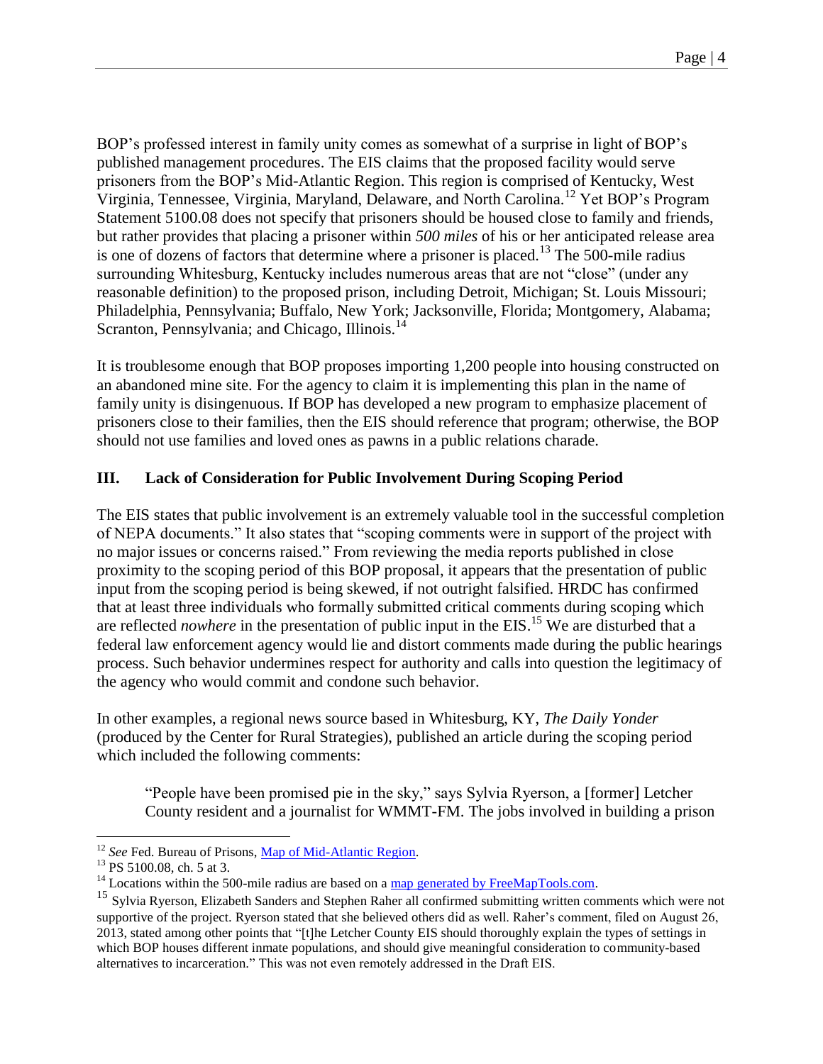BOP's professed interest in family unity comes as somewhat of a surprise in light of BOP's published management procedures. The EIS claims that the proposed facility would serve prisoners from the BOP's Mid-Atlantic Region. This region is comprised of Kentucky, West Virginia, Tennessee, Virginia, Maryland, Delaware, and North Carolina.[12] Yet BOP's Program Statement 5100.08 does not specify that prisoners should be housed close to family and friends, but rather provides that placing a prisoner within *500 miles* of his or her anticipated release area is one of dozens of factors that determine where a prisoner is placed.[13] The 500-mile radius surrounding Whitesburg, Kentucky includes numerous areas that are not "close" (under any reasonable definition) to the proposed prison, including Detroit, Michigan; St. Louis Missouri; Philadelphia, Pennsylvania; Buffalo, New York; Jacksonville, Florida; Montgomery, Alabama; Scranton, Pennsylvania; and Chicago, Illinois.[14]

It is troublesome enough that BOP proposes importing 1,200 people into housing constructed on an abandoned mine site. For the agency to claim it is implementing this plan in the name of family unity is disingenuous. If BOP has developed a new program to emphasize placement of prisoners close to their families, then the EIS should reference that program; otherwise, the BOP should not use families and loved ones as pawns in a public relations charade.

## III. Lack of Consideration for Public Involvement During Scoping Period

The EIS states that public involvement is an extremely valuable tool in the successful completion of NEPA documents." It also states that "scoping comments were in support of the project with no major issues or concerns raised." From reviewing the media reports published in close proximity to the scoping period of this BOP proposal, it appears that the presentation of public input from the scoping period is being skewed, if not outright falsified. HRDC has confirmed that at least three individuals who formally submitted critical comments during scoping which are reflected *nowhere* in the presentation of public input in the EIS.[15] We are disturbed that a federal law enforcement agency would lie and distort comments made during the public hearings process. Such behavior undermines respect for authority and calls into question the legitimacy of the agency who would commit and condone such behavior.

In other examples, a regional news source based in Whitesburg, KY, *The Daily Yonder* (produced by the Center for Rural Strategies), published an article during the scoping period which included the following comments:

> "People have been promised pie in the sky," says Sylvia Ryerson, a [former] Letcher County resident and a journalist for WMMT-FM. The jobs involved in building a prison

---

[12] *See* Fed. Bureau of Prisons, Map of Mid-Atlantic Region.

[13] PS 5100.08, ch. 5 at 3.

[14] Locations within the 500-mile radius are based on a map generated by FreeMapTools.com.

[15] Sylvia Ryerson, Elizabeth Sanders and Stephen Raher all confirmed submitting written comments which were not supportive of the project. Ryerson stated that she believed others did as well. Raher's comment, filed on August 26, 2013, stated among other points that "[t]he Letcher County EIS should thoroughly explain the types of settings in which BOP houses different inmate populations, and should give meaningful consideration to community-based alternatives to incarceration." This was not even remotely addressed in the Draft EIS.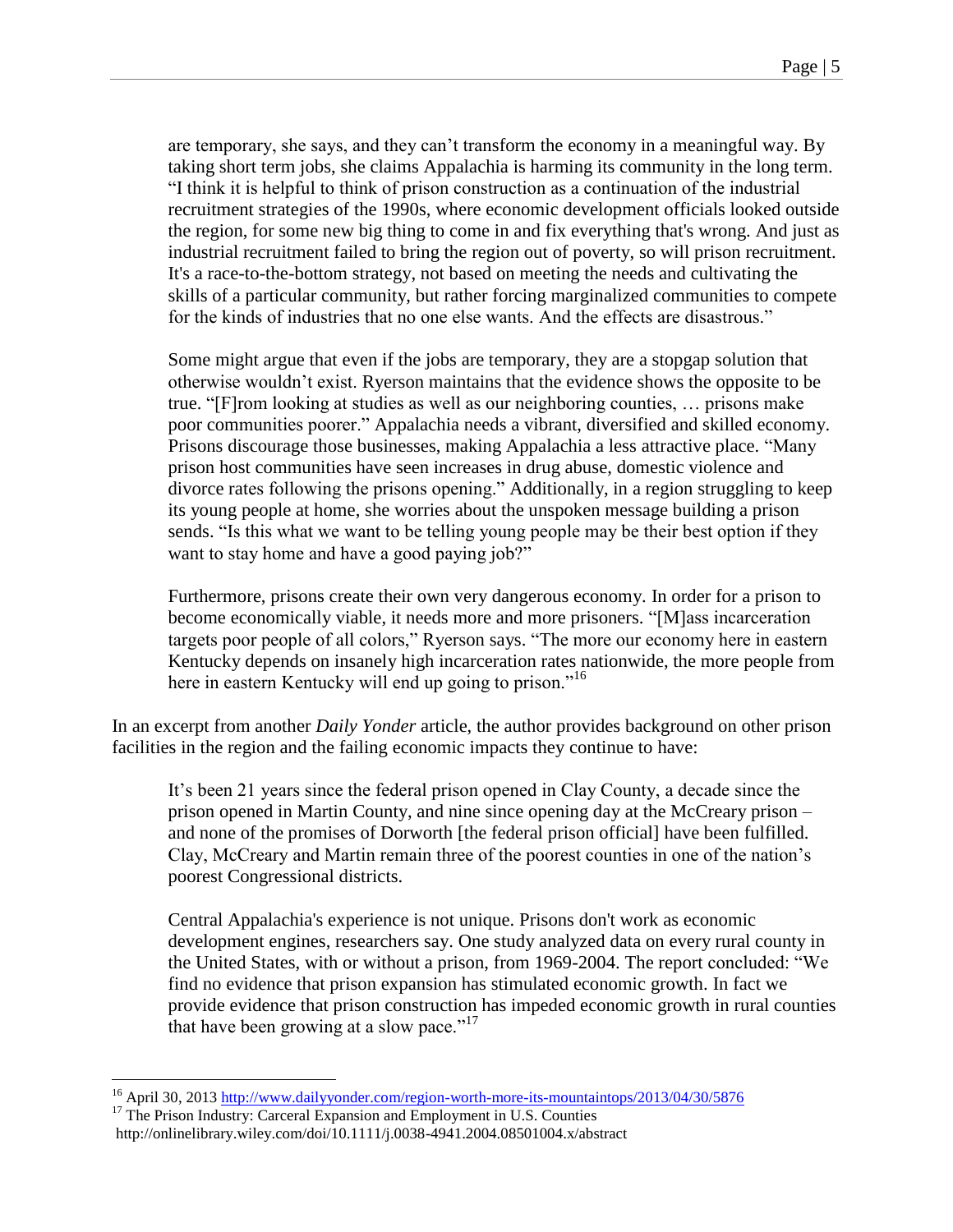are temporary, she says, and they can't transform the economy in a meaningful way. By taking short term jobs, she claims Appalachia is harming its community in the long term. "I think it is helpful to think of prison construction as a continuation of the industrial recruitment strategies of the 1990s, where economic development officials looked outside the region, for some new big thing to come in and fix everything that's wrong. And just as industrial recruitment failed to bring the region out of poverty, so will prison recruitment. It's a race-to-the-bottom strategy, not based on meeting the needs and cultivating the skills of a particular community, but rather forcing marginalized communities to compete for the kinds of industries that no one else wants. And the effects are disastrous."

> Some might argue that even if the jobs are temporary, they are a stopgap solution that otherwise wouldn't exist. Ryerson maintains that the evidence shows the opposite to be true. "[F]rom looking at studies as well as our neighboring counties, … prisons make poor communities poorer." Appalachia needs a vibrant, diversified and skilled economy. Prisons discourage those businesses, making Appalachia a less attractive place. "Many prison host communities have seen increases in drug abuse, domestic violence and divorce rates following the prisons opening." Additionally, in a region struggling to keep its young people at home, she worries about the unspoken message building a prison sends. "Is this what we want to be telling young people may be their best option if they want to stay home and have a good paying job?"
>
> Furthermore, prisons create their own very dangerous economy. In order for a prison to become economically viable, it needs more and more prisoners. "[M]ass incarceration targets poor people of all colors," Ryerson says. "The more our economy here in eastern Kentucky depends on insanely high incarceration rates nationwide, the more people from here in eastern Kentucky will end up going to prison."[16]

In an excerpt from another *Daily Yonder* article, the author provides background on other prison facilities in the region and the failing economic impacts they continue to have:

> It's been 21 years since the federal prison opened in Clay County, a decade since the prison opened in Martin County, and nine since opening day at the McCreary prison – and none of the promises of Dorworth [the federal prison official] have been fulfilled. Clay, McCreary and Martin remain three of the poorest counties in one of the nation's poorest Congressional districts.
>
> Central Appalachia's experience is not unique. Prisons don't work as economic development engines, researchers say. One study analyzed data on every rural county in the United States, with or without a prison, from 1969-2004. The report concluded: "We find no evidence that prison expansion has stimulated economic growth. In fact we provide evidence that prison construction has impeded economic growth in rural counties that have been growing at a slow pace."[17]

---

[16] April 30, 2013 http://www.dailyyonder.com/region-worth-more-its-mountaintops/2013/04/30/5876

[17] The Prison Industry: Carceral Expansion and Employment in U.S. Counties http://onlinelibrary.wiley.com/doi/10.1111/j.0038-4941.2004.08501004.x/abstract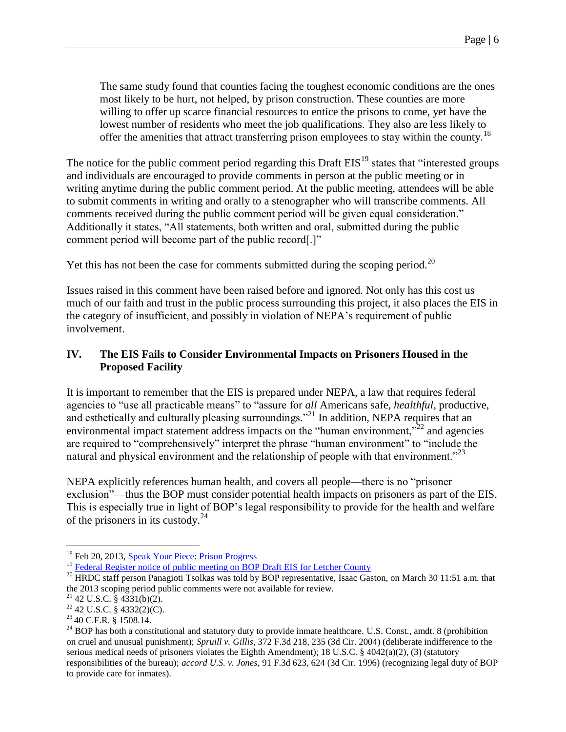> The same study found that counties facing the toughest economic conditions are the ones most likely to be hurt, not helped, by prison construction. These counties are more willing to offer up scarce financial resources to entice the prisons to come, yet have the lowest number of residents who meet the job qualifications. They also are less likely to offer the amenities that attract transferring prison employees to stay within the county.[18]

The notice for the public comment period regarding this Draft EIS[19] states that "interested groups and individuals are encouraged to provide comments in person at the public meeting or in writing anytime during the public comment period. At the public meeting, attendees will be able to submit comments in writing and orally to a stenographer who will transcribe comments. All comments received during the public comment period will be given equal consideration." Additionally it states, "All statements, both written and oral, submitted during the public comment period will become part of the public record[.]"

Yet this has not been the case for comments submitted during the scoping period.[20]

Issues raised in this comment have been raised before and ignored. Not only has this cost us much of our faith and trust in the public process surrounding this project, it also places the EIS in the category of insufficient, and possibly in violation of NEPA's requirement of public involvement.

## IV. The EIS Fails to Consider Environmental Impacts on Prisoners Housed in the Proposed Facility

It is important to remember that the EIS is prepared under NEPA, a law that requires federal agencies to "use all practicable means" to "assure for *all* Americans safe, *healthful*, productive, and esthetically and culturally pleasing surroundings."[21] In addition, NEPA requires that an environmental impact statement address impacts on the "human environment,"[22] and agencies are required to "comprehensively" interpret the phrase "human environment" to "include the natural and physical environment and the relationship of people with that environment."[23]

NEPA explicitly references human health, and covers all people—there is no "prisoner exclusion"—thus the BOP must consider potential health impacts on prisoners as part of the EIS. This is especially true in light of BOP's legal responsibility to provide for the health and welfare of the prisoners in its custody.[24]

---

[18] Feb 20, 2013, Speak Your Piece: Prison Progress

[19] Federal Register notice of public meeting on BOP Draft EIS for Letcher County

[20] HRDC staff person Panagioti Tsolkas was told by BOP representative, Isaac Gaston, on March 30 11:51 a.m. that the 2013 scoping period public comments were not available for review.

[21] 42 U.S.C. § 4331(b)(2).

[22] 42 U.S.C. § 4332(2)(C).

[23] 40 C.F.R. § 1508.14.

[24] BOP has both a constitutional and statutory duty to provide inmate healthcare. U.S. Const., amdt. 8 (prohibition on cruel and unusual punishment); *Spruill v. Gillis*, 372 F.3d 218, 235 (3d Cir. 2004) (deliberate indifference to the serious medical needs of prisoners violates the Eighth Amendment); 18 U.S.C. § 4042(a)(2), (3) (statutory responsibilities of the bureau); *accord U.S. v. Jones*, 91 F.3d 623, 624 (3d Cir. 1996) (recognizing legal duty of BOP to provide care for inmates).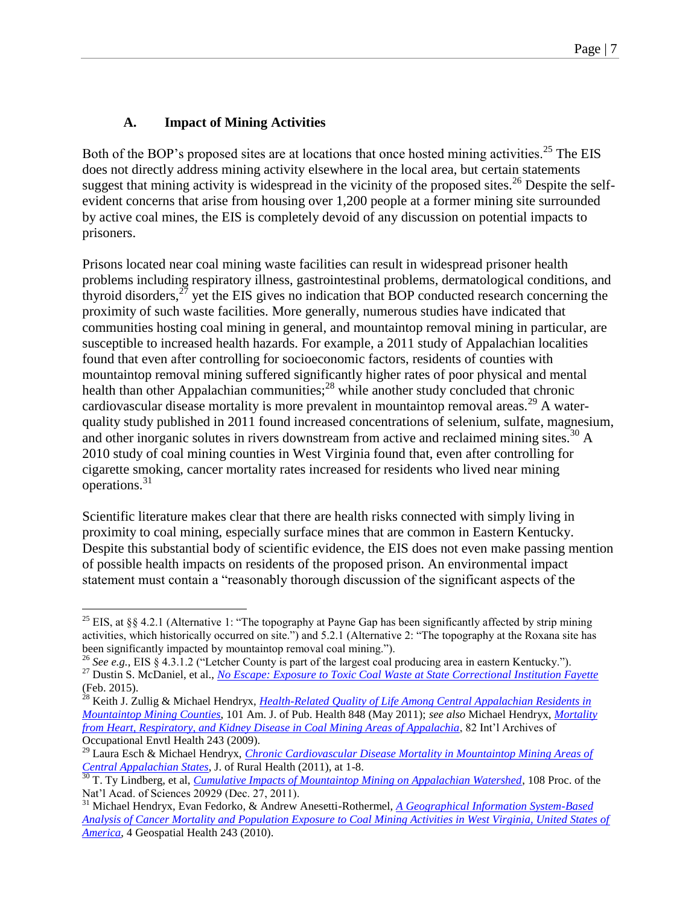### A. Impact of Mining Activities

Both of the BOP's proposed sites are at locations that once hosted mining activities.[25] The EIS does not directly address mining activity elsewhere in the local area, but certain statements suggest that mining activity is widespread in the vicinity of the proposed sites.[26] Despite the self-evident concerns that arise from housing over 1,200 people at a former mining site surrounded by active coal mines, the EIS is completely devoid of any discussion on potential impacts to prisoners.

Prisons located near coal mining waste facilities can result in widespread prisoner health problems including respiratory illness, gastrointestinal problems, dermatological conditions, and thyroid disorders,[27] yet the EIS gives no indication that BOP conducted research concerning the proximity of such waste facilities. More generally, numerous studies have indicated that communities hosting coal mining in general, and mountaintop removal mining in particular, are susceptible to increased health hazards. For example, a 2011 study of Appalachian localities found that even after controlling for socioeconomic factors, residents of counties with mountaintop removal mining suffered significantly higher rates of poor physical and mental health than other Appalachian communities;[28] while another study concluded that chronic cardiovascular disease mortality is more prevalent in mountaintop removal areas.[29] A water-quality study published in 2011 found increased concentrations of selenium, sulfate, magnesium, and other inorganic solutes in rivers downstream from active and reclaimed mining sites.[30] A 2010 study of coal mining counties in West Virginia found that, even after controlling for cigarette smoking, cancer mortality rates increased for residents who lived near mining operations.[31]

Scientific literature makes clear that there are health risks connected with simply living in proximity to coal mining, especially surface mines that are common in Eastern Kentucky. Despite this substantial body of scientific evidence, the EIS does not even make passing mention of possible health impacts on residents of the proposed prison. An environmental impact statement must contain a "reasonably thorough discussion of the significant aspects of the

---

[25] EIS, at §§ 4.2.1 (Alternative 1: "The topography at Payne Gap has been significantly affected by strip mining activities, which historically occurred on site.") and 5.2.1 (Alternative 2: "The topography at the Roxana site has been significantly impacted by mountaintop removal coal mining.").

[26] *See e.g.*, EIS § 4.3.1.2 ("Letcher County is part of the largest coal producing area in eastern Kentucky.").

[27] Dustin S. McDaniel, et al., *No Escape: Exposure to Toxic Coal Waste at State Correctional Institution Fayette* (Feb. 2015).

[28] Keith J. Zullig & Michael Hendryx, *Health-Related Quality of Life Among Central Appalachian Residents in Mountaintop Mining Counties*, 101 Am. J. of Pub. Health 848 (May 2011); *see also* Michael Hendryx, *Mortality from Heart, Respiratory, and Kidney Disease in Coal Mining Areas of Appalachia*, 82 Int'l Archives of Occupational Envtl Health 243 (2009).

[29] Laura Esch & Michael Hendryx, *Chronic Cardiovascular Disease Mortality in Mountaintop Mining Areas of Central Appalachian States*, J. of Rural Health (2011), at 1-8.

[30] T. Ty Lindberg, et al, *Cumulative Impacts of Mountaintop Mining on Appalachian Watershed*, 108 Proc. of the Nat'l Acad. of Sciences 20929 (Dec. 27, 2011).

[31] Michael Hendryx, Evan Fedorko, & Andrew Anesetti-Rothermel, *A Geographical Information System-Based Analysis of Cancer Mortality and Population Exposure to Coal Mining Activities in West Virginia, United States of America*, 4 Geospatial Health 243 (2010).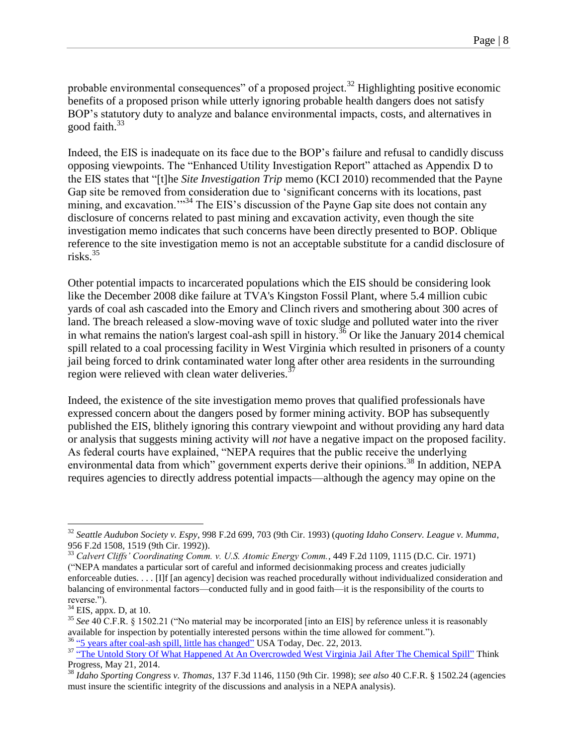probable environmental consequences" of a proposed project.[32] Highlighting positive economic benefits of a proposed prison while utterly ignoring probable health dangers does not satisfy BOP's statutory duty to analyze and balance environmental impacts, costs, and alternatives in good faith.[33]

Indeed, the EIS is inadequate on its face due to the BOP's failure and refusal to candidly discuss opposing viewpoints. The "Enhanced Utility Investigation Report" attached as Appendix D to the EIS states that "[t]he *Site Investigation Trip* memo (KCI 2010) recommended that the Payne Gap site be removed from consideration due to 'significant concerns with its locations, past mining, and excavation.'"[34] The EIS's discussion of the Payne Gap site does not contain any disclosure of concerns related to past mining and excavation activity, even though the site investigation memo indicates that such concerns have been directly presented to BOP. Oblique reference to the site investigation memo is not an acceptable substitute for a candid disclosure of risks.[35]

Other potential impacts to incarcerated populations which the EIS should be considering look like the December 2008 dike failure at TVA's Kingston Fossil Plant, where 5.4 million cubic yards of coal ash cascaded into the Emory and Clinch rivers and smothering about 300 acres of land. The breach released a slow-moving wave of toxic sludge and polluted water into the river in what remains the nation's largest coal-ash spill in history.[36] Or like the January 2014 chemical spill related to a coal processing facility in West Virginia which resulted in prisoners of a county jail being forced to drink contaminated water long after other area residents in the surrounding region were relieved with clean water deliveries.[37]

Indeed, the existence of the site investigation memo proves that qualified professionals have expressed concern about the dangers posed by former mining activity. BOP has subsequently published the EIS, blithely ignoring this contrary viewpoint and without providing any hard data or analysis that suggests mining activity will *not* have a negative impact on the proposed facility. As federal courts have explained, "NEPA requires that the public receive the underlying environmental data from which" government experts derive their opinions.[38] In addition, NEPA requires agencies to directly address potential impacts—although the agency may opine on the

---

[32] *Seattle Audubon Society v. Espy*, 998 F.2d 699, 703 (9th Cir. 1993) (*quoting Idaho Conserv. League v. Mumma*, 956 F.2d 1508, 1519 (9th Cir. 1992)).

[33] *Calvert Cliffs' Coordinating Comm. v. U.S. Atomic Energy Comm.*, 449 F.2d 1109, 1115 (D.C. Cir. 1971) ("NEPA mandates a particular sort of careful and informed decisionmaking process and creates judicially enforceable duties. . . . [I]f [an agency] decision was reached procedurally without individualized consideration and balancing of environmental factors—conducted fully and in good faith—it is the responsibility of the courts to reverse.").

[34] EIS, appx. D, at 10.

[35] *See* 40 C.F.R. § 1502.21 ("No material may be incorporated [into an EIS] by reference unless it is reasonably available for inspection by potentially interested persons within the time allowed for comment.").

[36] "5 years after coal-ash spill, little has changed" USA Today, Dec. 22, 2013.

[37] "The Untold Story Of What Happened At An Overcrowded West Virginia Jail After The Chemical Spill" Think Progress, May 21, 2014.

[38] *Idaho Sporting Congress v. Thomas*, 137 F.3d 1146, 1150 (9th Cir. 1998); *see also* 40 C.F.R. § 1502.24 (agencies must insure the scientific integrity of the discussions and analysis in a NEPA analysis).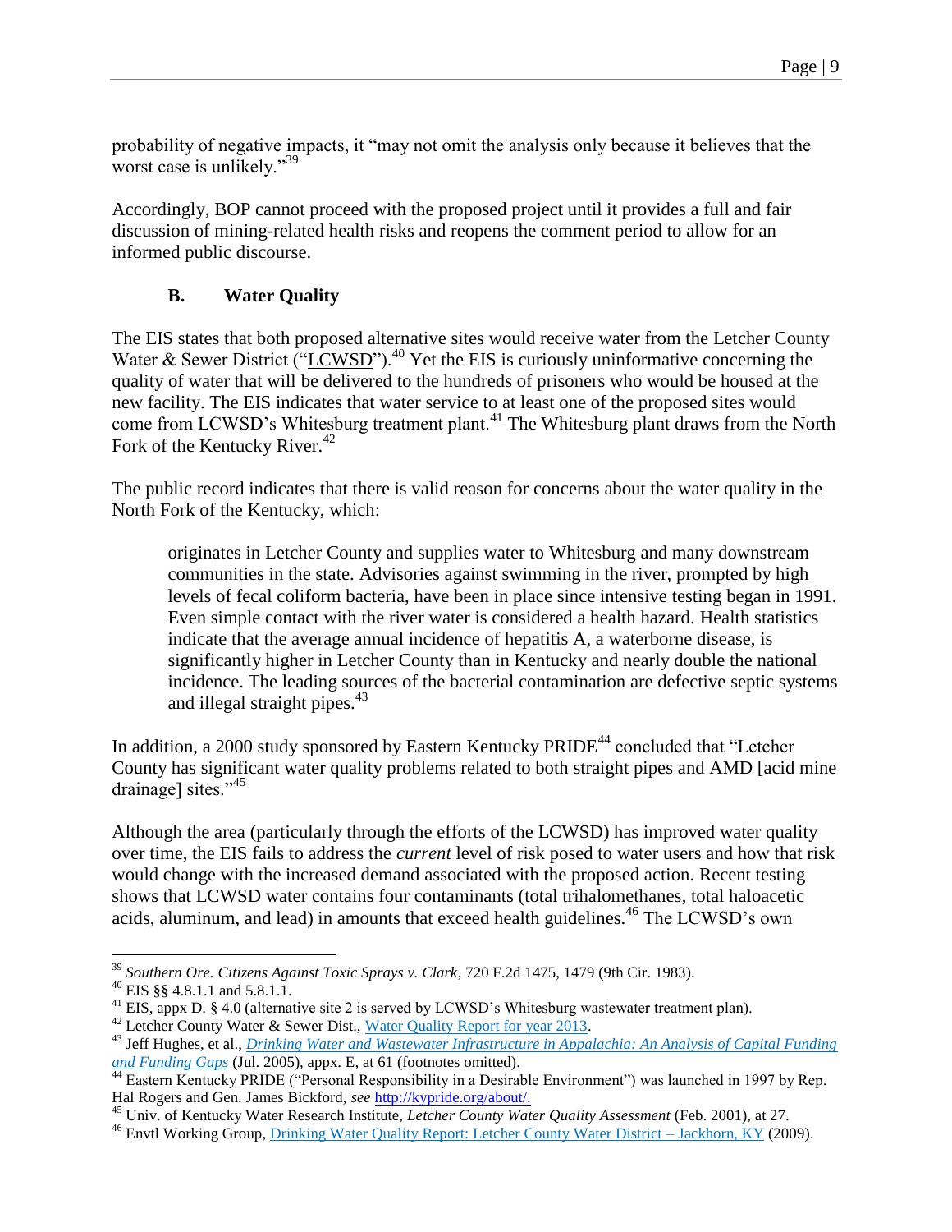probability of negative impacts, it "may not omit the analysis only because it believes that the worst case is unlikely."[39]

Accordingly, BOP cannot proceed with the proposed project until it provides a full and fair discussion of mining-related health risks and reopens the comment period to allow for an informed public discourse.

### B. Water Quality

The EIS states that both proposed alternative sites would receive water from the Letcher County Water & Sewer District ("LCWSD").[40] Yet the EIS is curiously uninformative concerning the quality of water that will be delivered to the hundreds of prisoners who would be housed at the new facility. The EIS indicates that water service to at least one of the proposed sites would come from LCWSD's Whitesburg treatment plant.[41] The Whitesburg plant draws from the North Fork of the Kentucky River.[42]

The public record indicates that there is valid reason for concerns about the water quality in the North Fork of the Kentucky, which:

> originates in Letcher County and supplies water to Whitesburg and many downstream communities in the state. Advisories against swimming in the river, prompted by high levels of fecal coliform bacteria, have been in place since intensive testing began in 1991. Even simple contact with the river water is considered a health hazard. Health statistics indicate that the average annual incidence of hepatitis A, a waterborne disease, is significantly higher in Letcher County than in Kentucky and nearly double the national incidence. The leading sources of the bacterial contamination are defective septic systems and illegal straight pipes.[43]

In addition, a 2000 study sponsored by Eastern Kentucky PRIDE[44] concluded that "Letcher County has significant water quality problems related to both straight pipes and AMD [acid mine drainage] sites."[45]

Although the area (particularly through the efforts of the LCWSD) has improved water quality over time, the EIS fails to address the *current* level of risk posed to water users and how that risk would change with the increased demand associated with the proposed action. Recent testing shows that LCWSD water contains four contaminants (total trihalomethanes, total haloacetic acids, aluminum, and lead) in amounts that exceed health guidelines.[46] The LCWSD's own

---

[39] *Southern Ore. Citizens Against Toxic Sprays v. Clark*, 720 F.2d 1475, 1479 (9th Cir. 1983).

[40] EIS §§ 4.8.1.1 and 5.8.1.1.

[41] EIS, appx D. § 4.0 (alternative site 2 is served by LCWSD's Whitesburg wastewater treatment plan).

[42] Letcher County Water & Sewer Dist., Water Quality Report for year 2013.

[43] Jeff Hughes, et al., *Drinking Water and Wastewater Infrastructure in Appalachia: An Analysis of Capital Funding and Funding Gaps* (Jul. 2005), appx. E, at 61 (footnotes omitted).

[44] Eastern Kentucky PRIDE ("Personal Responsibility in a Desirable Environment") was launched in 1997 by Rep. Hal Rogers and Gen. James Bickford, *see* http://kypride.org/about/.

[45] Univ. of Kentucky Water Research Institute, *Letcher County Water Quality Assessment* (Feb. 2001), at 27.

[46] Envtl Working Group, Drinking Water Quality Report: Letcher County Water District – Jackhorn, KY (2009).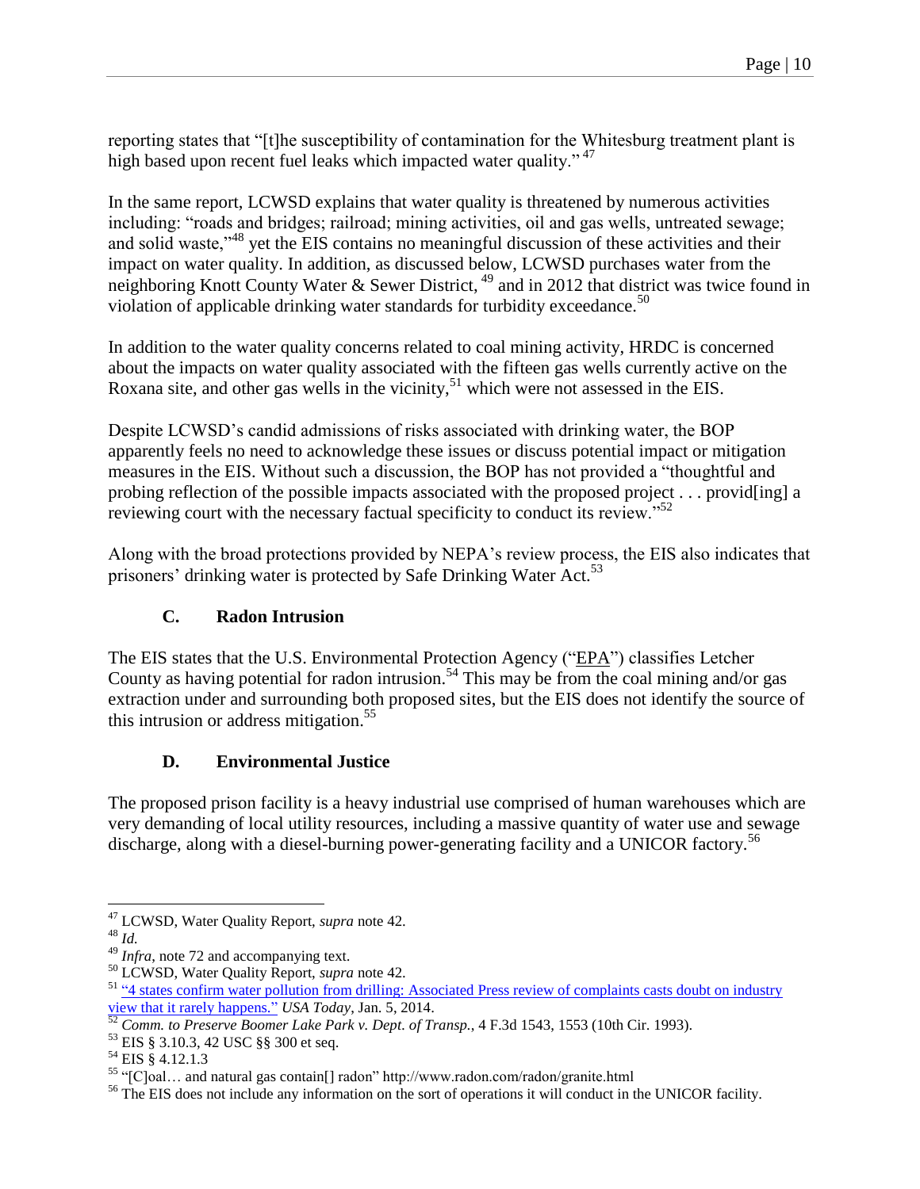reporting states that "[t]he susceptibility of contamination for the Whitesburg treatment plant is high based upon recent fuel leaks which impacted water quality." [47]

In the same report, LCWSD explains that water quality is threatened by numerous activities including: "roads and bridges; railroad; mining activities, oil and gas wells, untreated sewage; and solid waste,"[48] yet the EIS contains no meaningful discussion of these activities and their impact on water quality. In addition, as discussed below, LCWSD purchases water from the neighboring Knott County Water & Sewer District, [49] and in 2012 that district was twice found in violation of applicable drinking water standards for turbidity exceedance.[50]

In addition to the water quality concerns related to coal mining activity, HRDC is concerned about the impacts on water quality associated with the fifteen gas wells currently active on the Roxana site, and other gas wells in the vicinity,[51] which were not assessed in the EIS.

Despite LCWSD's candid admissions of risks associated with drinking water, the BOP apparently feels no need to acknowledge these issues or discuss potential impact or mitigation measures in the EIS. Without such a discussion, the BOP has not provided a "thoughtful and probing reflection of the possible impacts associated with the proposed project . . . provid[ing] a reviewing court with the necessary factual specificity to conduct its review."[52]

Along with the broad protections provided by NEPA's review process, the EIS also indicates that prisoners' drinking water is protected by Safe Drinking Water Act.[53]

### C. Radon Intrusion

The EIS states that the U.S. Environmental Protection Agency ("EPA") classifies Letcher County as having potential for radon intrusion.[54] This may be from the coal mining and/or gas extraction under and surrounding both proposed sites, but the EIS does not identify the source of this intrusion or address mitigation.[55]

### D. Environmental Justice

The proposed prison facility is a heavy industrial use comprised of human warehouses which are very demanding of local utility resources, including a massive quantity of water use and sewage discharge, along with a diesel-burning power-generating facility and a UNICOR factory.[56]

---

[47] LCWSD, Water Quality Report, *supra* note 42.

[48] *Id.*

[49] *Infra*, note 72 and accompanying text.

[50] LCWSD, Water Quality Report, *supra* note 42.

[51] "4 states confirm water pollution from drilling: Associated Press review of complaints casts doubt on industry view that it rarely happens." *USA Today*, Jan. 5, 2014.

[52] *Comm. to Preserve Boomer Lake Park v. Dept. of Transp.*, 4 F.3d 1543, 1553 (10th Cir. 1993).

[53] EIS § 3.10.3, 42 USC §§ 300 et seq.

[54] EIS § 4.12.1.3

[55] "[C]oal… and natural gas contain[] radon" http://www.radon.com/radon/granite.html

[56] The EIS does not include any information on the sort of operations it will conduct in the UNICOR facility.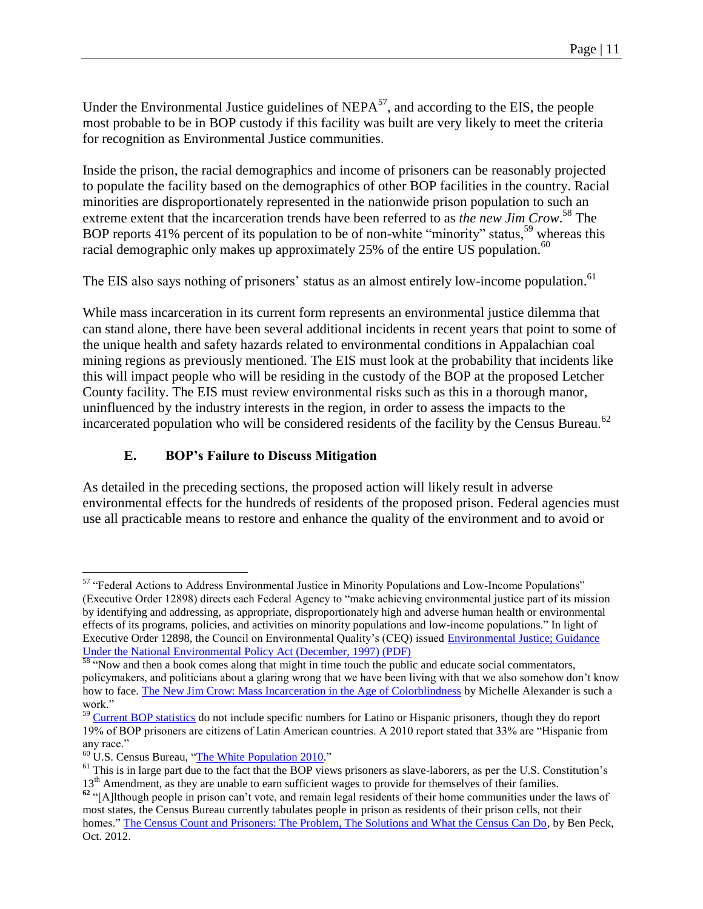Under the Environmental Justice guidelines of NEPA[57], and according to the EIS, the people most probable to be in BOP custody if this facility was built are very likely to meet the criteria for recognition as Environmental Justice communities.

Inside the prison, the racial demographics and income of prisoners can be reasonably projected to populate the facility based on the demographics of other BOP facilities in the country. Racial minorities are disproportionately represented in the nationwide prison population to such an extreme extent that the incarceration trends have been referred to as *the new Jim Crow*.[58] The BOP reports 41% percent of its population to be of non-white "minority" status,[59] whereas this racial demographic only makes up approximately 25% of the entire US population.[60]

The EIS also says nothing of prisoners' status as an almost entirely low-income population.[61]

While mass incarceration in its current form represents an environmental justice dilemma that can stand alone, there have been several additional incidents in recent years that point to some of the unique health and safety hazards related to environmental conditions in Appalachian coal mining regions as previously mentioned. The EIS must look at the probability that incidents like this will impact people who will be residing in the custody of the BOP at the proposed Letcher County facility. The EIS must review environmental risks such as this in a thorough manor, uninfluenced by the industry interests in the region, in order to assess the impacts to the incarcerated population who will be considered residents of the facility by the Census Bureau.[62]

### E. BOP's Failure to Discuss Mitigation

As detailed in the preceding sections, the proposed action will likely result in adverse environmental effects for the hundreds of residents of the proposed prison. Federal agencies must use all practicable means to restore and enhance the quality of the environment and to avoid or

---

[57] "Federal Actions to Address Environmental Justice in Minority Populations and Low-Income Populations" (Executive Order 12898) directs each Federal Agency to "make achieving environmental justice part of its mission by identifying and addressing, as appropriate, disproportionately high and adverse human health or environmental effects of its programs, policies, and activities on minority populations and low-income populations." In light of Executive Order 12898, the Council on Environmental Quality's (CEQ) issued Environmental Justice; Guidance Under the National Environmental Policy Act (December, 1997) (PDF)

[58] "Now and then a book comes along that might in time touch the public and educate social commentators, policymakers, and politicians about a glaring wrong that we have been living with that we also somehow don't know how to face. The New Jim Crow: Mass Incarceration in the Age of Colorblindness by Michelle Alexander is such a work."

[59] Current BOP statistics do not include specific numbers for Latino or Hispanic prisoners, though they do report 19% of BOP prisoners are citizens of Latin American countries. A 2010 report stated that 33% are "Hispanic from any race."

[60] U.S. Census Bureau, "The White Population 2010."

[61] This is in large part due to the fact that the BOP views prisoners as slave-laborers, as per the U.S. Constitution's 13th Amendment, as they are unable to earn sufficient wages to provide for themselves of their families.

[62] "[A]lthough people in prison can't vote, and remain legal residents of their home communities under the laws of most states, the Census Bureau currently tabulates people in prison as residents of their prison cells, not their homes." The Census Count and Prisoners: The Problem, The Solutions and What the Census Can Do, by Ben Peck, Oct. 2012.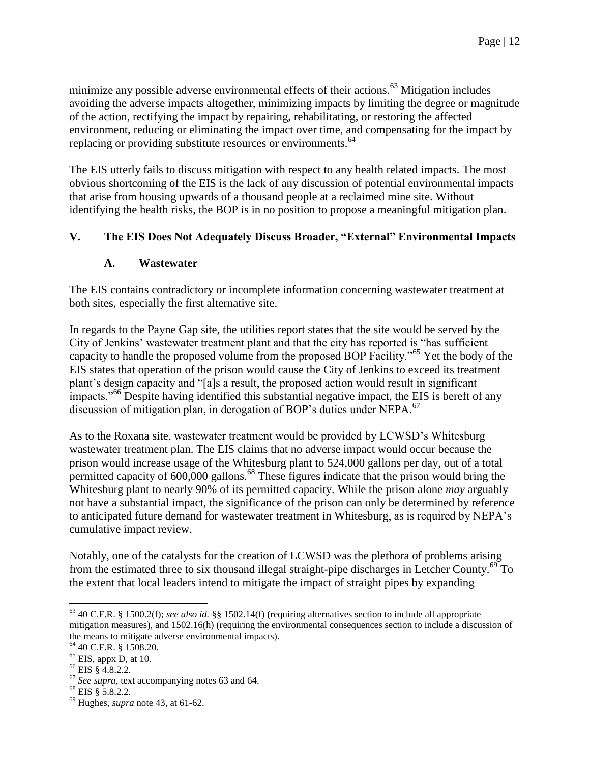minimize any possible adverse environmental effects of their actions.[63] Mitigation includes avoiding the adverse impacts altogether, minimizing impacts by limiting the degree or magnitude of the action, rectifying the impact by repairing, rehabilitating, or restoring the affected environment, reducing or eliminating the impact over time, and compensating for the impact by replacing or providing substitute resources or environments.[64]

The EIS utterly fails to discuss mitigation with respect to any health related impacts. The most obvious shortcoming of the EIS is the lack of any discussion of potential environmental impacts that arise from housing upwards of a thousand people at a reclaimed mine site. Without identifying the health risks, the BOP is in no position to propose a meaningful mitigation plan.

## V. The EIS Does Not Adequately Discuss Broader, "External" Environmental Impacts

### A. Wastewater

The EIS contains contradictory or incomplete information concerning wastewater treatment at both sites, especially the first alternative site.

In regards to the Payne Gap site, the utilities report states that the site would be served by the City of Jenkins' wastewater treatment plant and that the city has reported is "has sufficient capacity to handle the proposed volume from the proposed BOP Facility."[65] Yet the body of the EIS states that operation of the prison would cause the City of Jenkins to exceed its treatment plant's design capacity and "[a]s a result, the proposed action would result in significant impacts."[66] Despite having identified this substantial negative impact, the EIS is bereft of any discussion of mitigation plan, in derogation of BOP's duties under NEPA.[67]

As to the Roxana site, wastewater treatment would be provided by LCWSD's Whitesburg wastewater treatment plan. The EIS claims that no adverse impact would occur because the prison would increase usage of the Whitesburg plant to 524,000 gallons per day, out of a total permitted capacity of 600,000 gallons.[68] These figures indicate that the prison would bring the Whitesburg plant to nearly 90% of its permitted capacity. While the prison alone *may* arguably not have a substantial impact, the significance of the prison can only be determined by reference to anticipated future demand for wastewater treatment in Whitesburg, as is required by NEPA's cumulative impact review.

Notably, one of the catalysts for the creation of LCWSD was the plethora of problems arising from the estimated three to six thousand illegal straight-pipe discharges in Letcher County.[69] To the extent that local leaders intend to mitigate the impact of straight pipes by expanding

---

[63] 40 C.F.R. § 1500.2(f); *see also id.* §§ 1502.14(f) (requiring alternatives section to include all appropriate mitigation measures), and 1502.16(h) (requiring the environmental consequences section to include a discussion of the means to mitigate adverse environmental impacts).

[64] 40 C.F.R. § 1508.20.

[65] EIS, appx D, at 10.

[66] EIS § 4.8.2.2.

[67] *See supra*, text accompanying notes 63 and 64.

[68] EIS § 5.8.2.2.

[69] Hughes, *supra* note 43, at 61-62.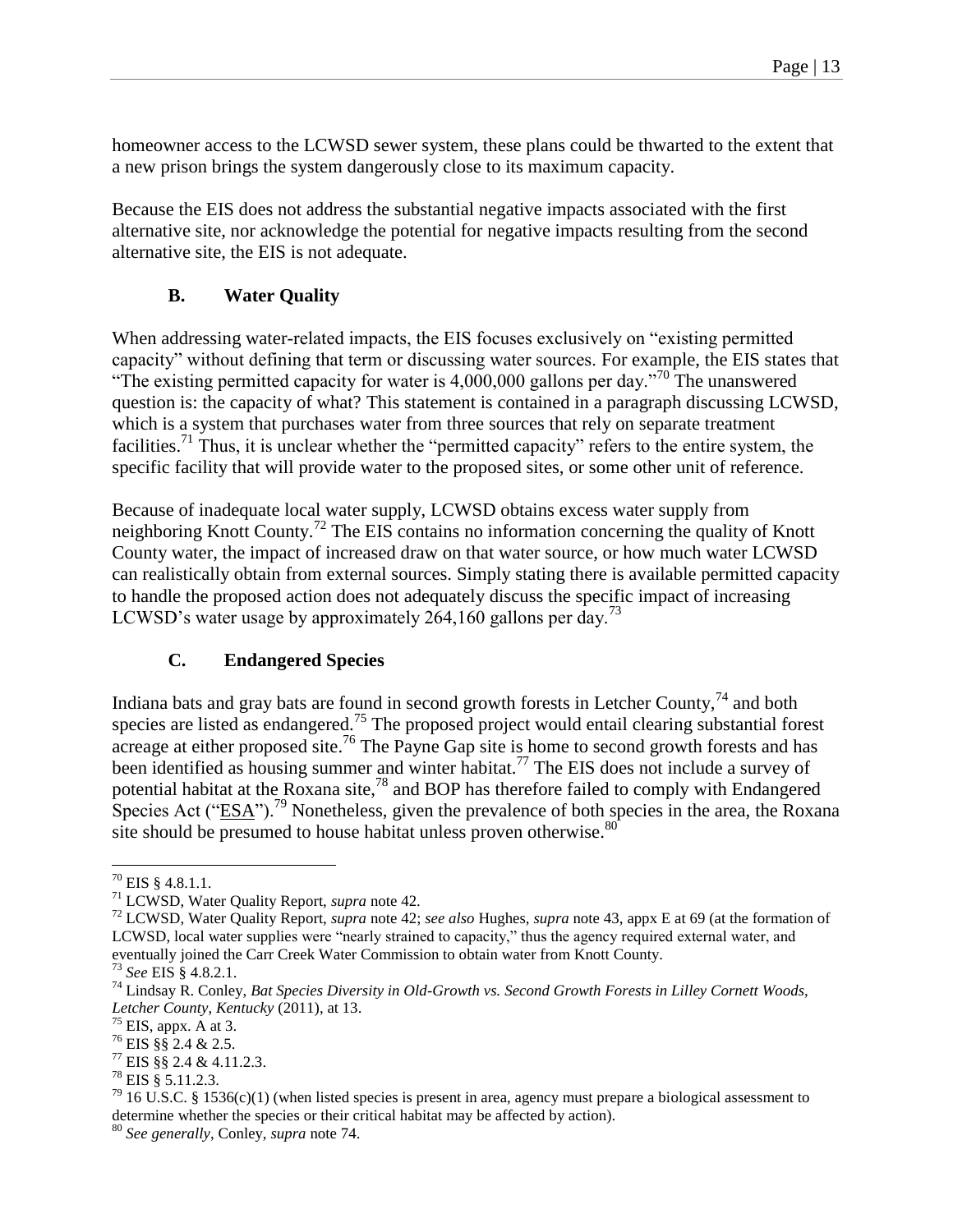homeowner access to the LCWSD sewer system, these plans could be thwarted to the extent that a new prison brings the system dangerously close to its maximum capacity.

Because the EIS does not address the substantial negative impacts associated with the first alternative site, nor acknowledge the potential for negative impacts resulting from the second alternative site, the EIS is not adequate.

### B. Water Quality

When addressing water-related impacts, the EIS focuses exclusively on "existing permitted capacity" without defining that term or discussing water sources. For example, the EIS states that "The existing permitted capacity for water is 4,000,000 gallons per day."[70] The unanswered question is: the capacity of what? This statement is contained in a paragraph discussing LCWSD, which is a system that purchases water from three sources that rely on separate treatment facilities.[71] Thus, it is unclear whether the "permitted capacity" refers to the entire system, the specific facility that will provide water to the proposed sites, or some other unit of reference.

Because of inadequate local water supply, LCWSD obtains excess water supply from neighboring Knott County.[72] The EIS contains no information concerning the quality of Knott County water, the impact of increased draw on that water source, or how much water LCWSD can realistically obtain from external sources. Simply stating there is available permitted capacity to handle the proposed action does not adequately discuss the specific impact of increasing LCWSD's water usage by approximately 264,160 gallons per day.[73]

### C. Endangered Species

Indiana bats and gray bats are found in second growth forests in Letcher County,[74] and both species are listed as endangered.[75] The proposed project would entail clearing substantial forest acreage at either proposed site.[76] The Payne Gap site is home to second growth forests and has been identified as housing summer and winter habitat.[77] The EIS does not include a survey of potential habitat at the Roxana site,[78] and BOP has therefore failed to comply with Endangered Species Act ("ESA").[79] Nonetheless, given the prevalence of both species in the area, the Roxana site should be presumed to house habitat unless proven otherwise.[80]

---

[70] EIS § 4.8.1.1.

[71] LCWSD, Water Quality Report, *supra* note 42.

[72] LCWSD, Water Quality Report, *supra* note 42; *see also* Hughes, *supra* note 43, appx E at 69 (at the formation of LCWSD, local water supplies were "nearly strained to capacity," thus the agency required external water, and eventually joined the Carr Creek Water Commission to obtain water from Knott County.

[73] *See* EIS § 4.8.2.1.

[74] Lindsay R. Conley, *Bat Species Diversity in Old-Growth vs. Second Growth Forests in Lilley Cornett Woods, Letcher County, Kentucky* (2011), at 13.

[75] EIS, appx. A at 3.

[76] EIS §§ 2.4 & 2.5.

[77] EIS §§ 2.4 & 4.11.2.3.

[78] EIS § 5.11.2.3.

[79] 16 U.S.C. § 1536(c)(1) (when listed species is present in area, agency must prepare a biological assessment to determine whether the species or their critical habitat may be affected by action).

[80] *See generally*, Conley, *supra* note 74.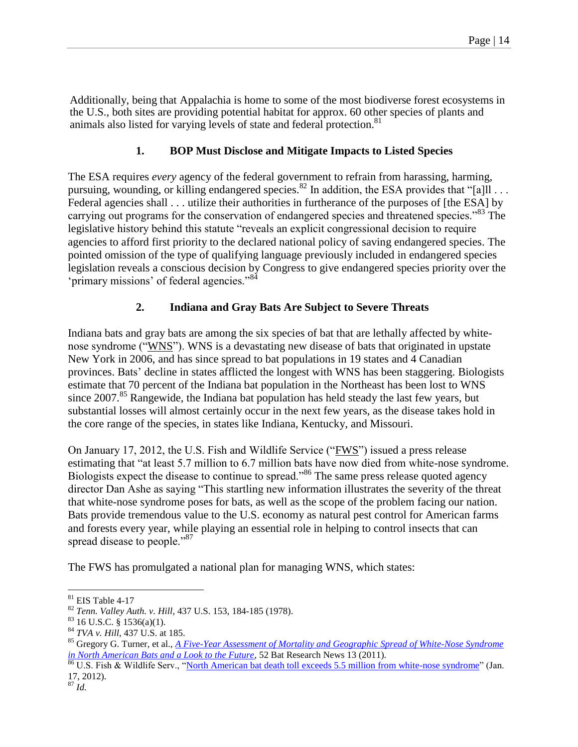Additionally, being that Appalachia is home to some of the most biodiverse forest ecosystems in the U.S., both sites are providing potential habitat for approx. 60 other species of plants and animals also listed for varying levels of state and federal protection.[81]

### 1. BOP Must Disclose and Mitigate Impacts to Listed Species

The ESA requires *every* agency of the federal government to refrain from harassing, harming, pursuing, wounding, or killing endangered species.[82] In addition, the ESA provides that "[a]ll . . . Federal agencies shall . . . utilize their authorities in furtherance of the purposes of [the ESA] by carrying out programs for the conservation of endangered species and threatened species."[83] The legislative history behind this statute "reveals an explicit congressional decision to require agencies to afford first priority to the declared national policy of saving endangered species. The pointed omission of the type of qualifying language previously included in endangered species legislation reveals a conscious decision by Congress to give endangered species priority over the 'primary missions' of federal agencies."[84]

### 2. Indiana and Gray Bats Are Subject to Severe Threats

Indiana bats and gray bats are among the six species of bat that are lethally affected by white-nose syndrome ("WNS"). WNS is a devastating new disease of bats that originated in upstate New York in 2006, and has since spread to bat populations in 19 states and 4 Canadian provinces. Bats' decline in states afflicted the longest with WNS has been staggering. Biologists estimate that 70 percent of the Indiana bat population in the Northeast has been lost to WNS since 2007.[85] Rangewide, the Indiana bat population has held steady the last few years, but substantial losses will almost certainly occur in the next few years, as the disease takes hold in the core range of the species, in states like Indiana, Kentucky, and Missouri.

On January 17, 2012, the U.S. Fish and Wildlife Service ("FWS") issued a press release estimating that "at least 5.7 million to 6.7 million bats have now died from white-nose syndrome. Biologists expect the disease to continue to spread."[86] The same press release quoted agency director Dan Ashe as saying "This startling new information illustrates the severity of the threat that white-nose syndrome poses for bats, as well as the scope of the problem facing our nation. Bats provide tremendous value to the U.S. economy as natural pest control for American farms and forests every year, while playing an essential role in helping to control insects that can spread disease to people."[87]

The FWS has promulgated a national plan for managing WNS, which states:

---

[81] EIS Table 4-17

[82] *Tenn. Valley Auth. v. Hill*, 437 U.S. 153, 184-185 (1978).

[83] 16 U.S.C. § 1536(a)(1).

[84] *TVA v. Hill*, 437 U.S. at 185.

[85] Gregory G. Turner, et al., *A Five-Year Assessment of Mortality and Geographic Spread of White-Nose Syndrome in North American Bats and a Look to the Future*, 52 Bat Research News 13 (2011).

[86] U.S. Fish & Wildlife Serv., "North American bat death toll exceeds 5.5 million from white-nose syndrome" (Jan. 17, 2012).

[87] *Id.*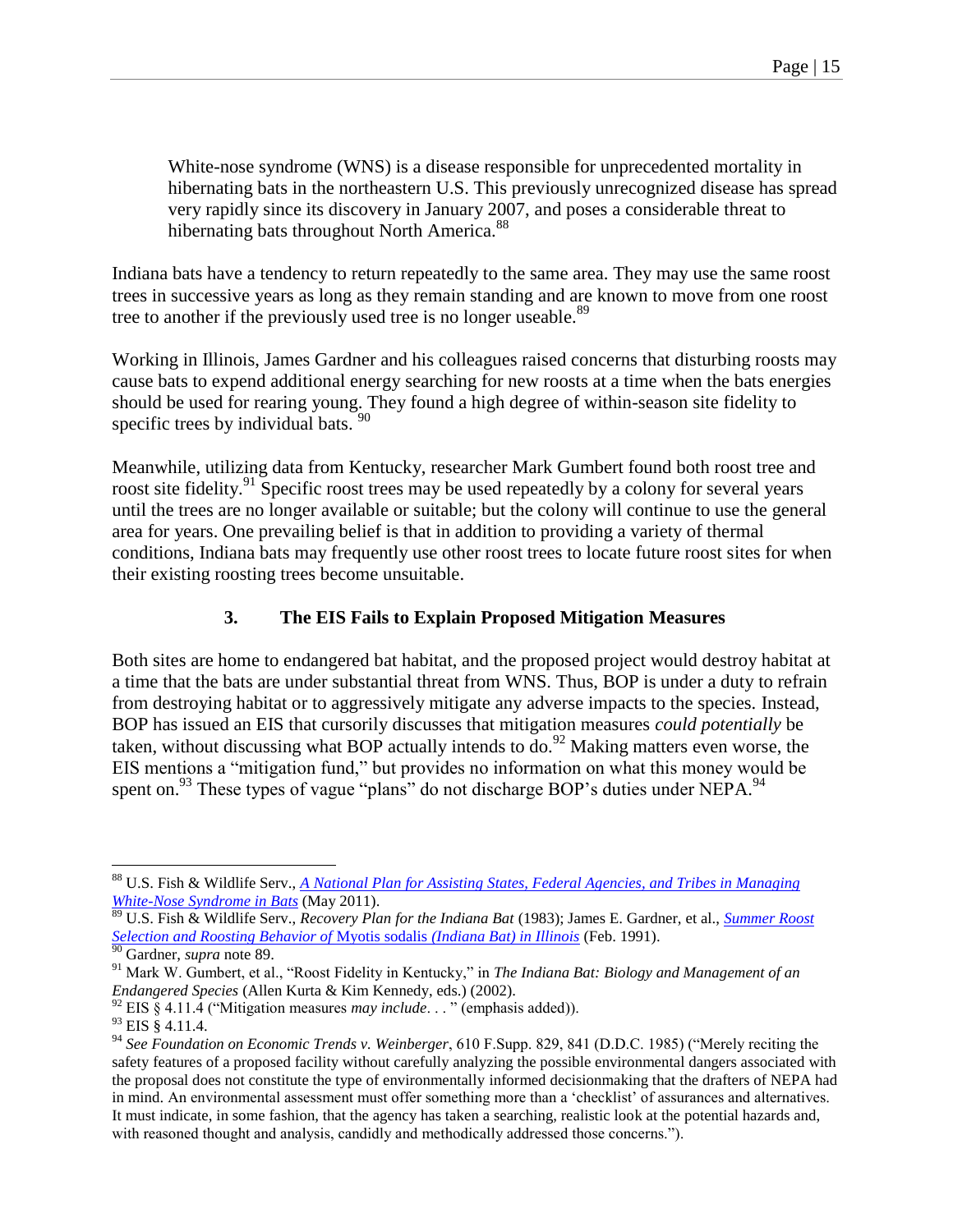> White-nose syndrome (WNS) is a disease responsible for unprecedented mortality in hibernating bats in the northeastern U.S. This previously unrecognized disease has spread very rapidly since its discovery in January 2007, and poses a considerable threat to hibernating bats throughout North America.[88]

Indiana bats have a tendency to return repeatedly to the same area. They may use the same roost trees in successive years as long as they remain standing and are known to move from one roost tree to another if the previously used tree is no longer useable.[89]

Working in Illinois, James Gardner and his colleagues raised concerns that disturbing roosts may cause bats to expend additional energy searching for new roosts at a time when the bats energies should be used for rearing young. They found a high degree of within-season site fidelity to specific trees by individual bats.[90]

Meanwhile, utilizing data from Kentucky, researcher Mark Gumbert found both roost tree and roost site fidelity.[91] Specific roost trees may be used repeatedly by a colony for several years until the trees are no longer available or suitable; but the colony will continue to use the general area for years. One prevailing belief is that in addition to providing a variety of thermal conditions, Indiana bats may frequently use other roost trees to locate future roost sites for when their existing roosting trees become unsuitable.

### 3. The EIS Fails to Explain Proposed Mitigation Measures

Both sites are home to endangered bat habitat, and the proposed project would destroy habitat at a time that the bats are under substantial threat from WNS. Thus, BOP is under a duty to refrain from destroying habitat or to aggressively mitigate any adverse impacts to the species. Instead, BOP has issued an EIS that cursorily discusses that mitigation measures *could potentially* be taken, without discussing what BOP actually intends to do.[92] Making matters even worse, the EIS mentions a "mitigation fund," but provides no information on what this money would be spent on.[93] These types of vague "plans" do not discharge BOP's duties under NEPA.[94]

---

[88] U.S. Fish & Wildlife Serv., *A National Plan for Assisting States, Federal Agencies, and Tribes in Managing White-Nose Syndrome in Bats* (May 2011).

[89] U.S. Fish & Wildlife Serv., *Recovery Plan for the Indiana Bat* (1983); James E. Gardner, et al., *Summer Roost Selection and Roosting Behavior of* Myotis sodalis *(Indiana Bat) in Illinois* (Feb. 1991).

[90] Gardner, *supra* note 89.

[91] Mark W. Gumbert, et al., "Roost Fidelity in Kentucky," in *The Indiana Bat: Biology and Management of an Endangered Species* (Allen Kurta & Kim Kennedy, eds.) (2002).

[92] EIS § 4.11.4 ("Mitigation measures *may include*. . . " (emphasis added)).

[93] EIS § 4.11.4.

[94] *See Foundation on Economic Trends v. Weinberger*, 610 F.Supp. 829, 841 (D.D.C. 1985) ("Merely reciting the safety features of a proposed facility without carefully analyzing the possible environmental dangers associated with the proposal does not constitute the type of environmentally informed decisionmaking that the drafters of NEPA had in mind. An environmental assessment must offer something more than a 'checklist' of assurances and alternatives. It must indicate, in some fashion, that the agency has taken a searching, realistic look at the potential hazards and, with reasoned thought and analysis, candidly and methodically addressed those concerns.").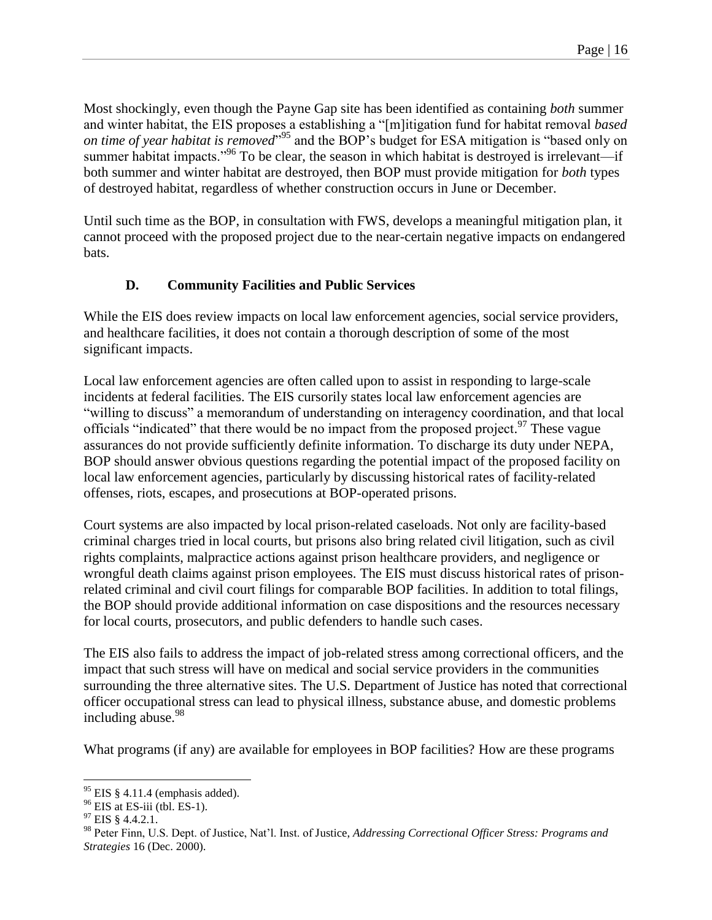Most shockingly, even though the Payne Gap site has been identified as containing *both* summer and winter habitat, the EIS proposes a establishing a "[m]itigation fund for habitat removal *based on time of year habitat is removed*"[95] and the BOP's budget for ESA mitigation is "based only on summer habitat impacts."[96] To be clear, the season in which habitat is destroyed is irrelevant—if both summer and winter habitat are destroyed, then BOP must provide mitigation for *both* types of destroyed habitat, regardless of whether construction occurs in June or December.

Until such time as the BOP, in consultation with FWS, develops a meaningful mitigation plan, it cannot proceed with the proposed project due to the near-certain negative impacts on endangered bats.

### D. Community Facilities and Public Services

While the EIS does review impacts on local law enforcement agencies, social service providers, and healthcare facilities, it does not contain a thorough description of some of the most significant impacts.

Local law enforcement agencies are often called upon to assist in responding to large-scale incidents at federal facilities. The EIS cursorily states local law enforcement agencies are "willing to discuss" a memorandum of understanding on interagency coordination, and that local officials "indicated" that there would be no impact from the proposed project.[97] These vague assurances do not provide sufficiently definite information. To discharge its duty under NEPA, BOP should answer obvious questions regarding the potential impact of the proposed facility on local law enforcement agencies, particularly by discussing historical rates of facility-related offenses, riots, escapes, and prosecutions at BOP-operated prisons.

Court systems are also impacted by local prison-related caseloads. Not only are facility-based criminal charges tried in local courts, but prisons also bring related civil litigation, such as civil rights complaints, malpractice actions against prison healthcare providers, and negligence or wrongful death claims against prison employees. The EIS must discuss historical rates of prison-related criminal and civil court filings for comparable BOP facilities. In addition to total filings, the BOP should provide additional information on case dispositions and the resources necessary for local courts, prosecutors, and public defenders to handle such cases.

The EIS also fails to address the impact of job-related stress among correctional officers, and the impact that such stress will have on medical and social service providers in the communities surrounding the three alternative sites. The U.S. Department of Justice has noted that correctional officer occupational stress can lead to physical illness, substance abuse, and domestic problems including abuse.[98]

What programs (if any) are available for employees in BOP facilities? How are these programs

---

[95] EIS § 4.11.4 (emphasis added).

[96] EIS at ES-iii (tbl. ES-1).

[97] EIS § 4.4.2.1.

[98] Peter Finn, U.S. Dept. of Justice, Nat'l. Inst. of Justice, *Addressing Correctional Officer Stress: Programs and Strategies* 16 (Dec. 2000).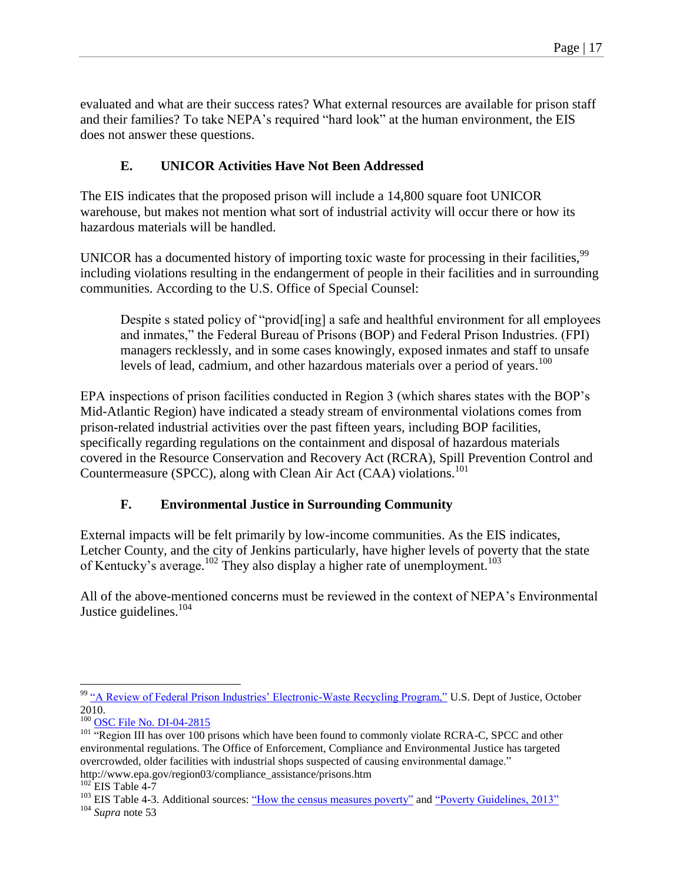evaluated and what are their success rates? What external resources are available for prison staff and their families? To take NEPA's required "hard look" at the human environment, the EIS does not answer these questions.

### E. UNICOR Activities Have Not Been Addressed

The EIS indicates that the proposed prison will include a 14,800 square foot UNICOR warehouse, but makes not mention what sort of industrial activity will occur there or how its hazardous materials will be handled.

UNICOR has a documented history of importing toxic waste for processing in their facilities,[99] including violations resulting in the endangerment of people in their facilities and in surrounding communities. According to the U.S. Office of Special Counsel:

> Despite s stated policy of "provid[ing] a safe and healthful environment for all employees and inmates," the Federal Bureau of Prisons (BOP) and Federal Prison Industries. (FPI) managers recklessly, and in some cases knowingly, exposed inmates and staff to unsafe levels of lead, cadmium, and other hazardous materials over a period of years.[100]

EPA inspections of prison facilities conducted in Region 3 (which shares states with the BOP's Mid-Atlantic Region) have indicated a steady stream of environmental violations comes from prison-related industrial activities over the past fifteen years, including BOP facilities, specifically regarding regulations on the containment and disposal of hazardous materials covered in the Resource Conservation and Recovery Act (RCRA), Spill Prevention Control and Countermeasure (SPCC), along with Clean Air Act (CAA) violations.[101]

### F. Environmental Justice in Surrounding Community

External impacts will be felt primarily by low-income communities. As the EIS indicates, Letcher County, and the city of Jenkins particularly, have higher levels of poverty that the state of Kentucky's average.[102] They also display a higher rate of unemployment.[103]

All of the above-mentioned concerns must be reviewed in the context of NEPA's Environmental Justice guidelines.[104]

---

[99] "A Review of Federal Prison Industries' Electronic-Waste Recycling Program," U.S. Dept of Justice, October 2010.

[100] OSC File No. DI-04-2815

[101] "Region III has over 100 prisons which have been found to commonly violate RCRA-C, SPCC and other environmental regulations. The Office of Enforcement, Compliance and Environmental Justice has targeted overcrowded, older facilities with industrial shops suspected of causing environmental damage." http://www.epa.gov/region03/compliance_assistance/prisons.htm

[102] EIS Table 4-7

[103] EIS Table 4-3. Additional sources: "How the census measures poverty" and "Poverty Guidelines, 2013"

[104] *Supra* note 53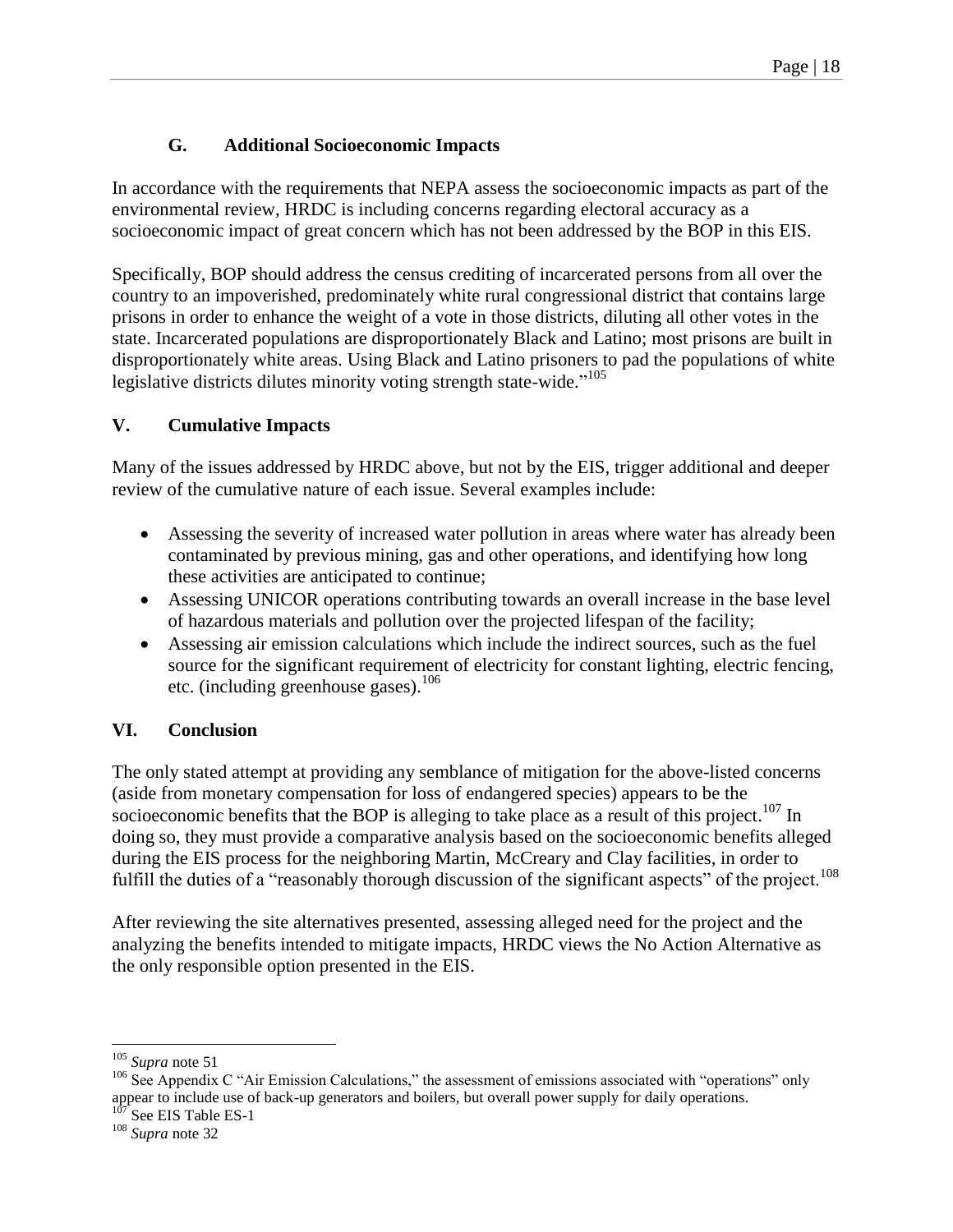### G. Additional Socioeconomic Impacts

In accordance with the requirements that NEPA assess the socioeconomic impacts as part of the environmental review, HRDC is including concerns regarding electoral accuracy as a socioeconomic impact of great concern which has not been addressed by the BOP in this EIS.

Specifically, BOP should address the census crediting of incarcerated persons from all over the country to an impoverished, predominately white rural congressional district that contains large prisons in order to enhance the weight of a vote in those districts, diluting all other votes in the state. Incarcerated populations are disproportionately Black and Latino; most prisons are built in disproportionately white areas. Using Black and Latino prisoners to pad the populations of white legislative districts dilutes minority voting strength state-wide."[105]

## V. Cumulative Impacts

Many of the issues addressed by HRDC above, but not by the EIS, trigger additional and deeper review of the cumulative nature of each issue. Several examples include:

- Assessing the severity of increased water pollution in areas where water has already been contaminated by previous mining, gas and other operations, and identifying how long these activities are anticipated to continue;
- Assessing UNICOR operations contributing towards an overall increase in the base level of hazardous materials and pollution over the projected lifespan of the facility;
- Assessing air emission calculations which include the indirect sources, such as the fuel source for the significant requirement of electricity for constant lighting, electric fencing, etc. (including greenhouse gases).[106]

## VI. Conclusion

The only stated attempt at providing any semblance of mitigation for the above-listed concerns (aside from monetary compensation for loss of endangered species) appears to be the socioeconomic benefits that the BOP is alleging to take place as a result of this project.[107] In doing so, they must provide a comparative analysis based on the socioeconomic benefits alleged during the EIS process for the neighboring Martin, McCreary and Clay facilities, in order to fulfill the duties of a "reasonably thorough discussion of the significant aspects" of the project.[108]

After reviewing the site alternatives presented, assessing alleged need for the project and the analyzing the benefits intended to mitigate impacts, HRDC views the No Action Alternative as the only responsible option presented in the EIS.

---

[105] *Supra* note 51

[106] See Appendix C "Air Emission Calculations," the assessment of emissions associated with "operations" only appear to include use of back-up generators and boilers, but overall power supply for daily operations.

[107] See EIS Table ES-1

[108] *Supra* note 32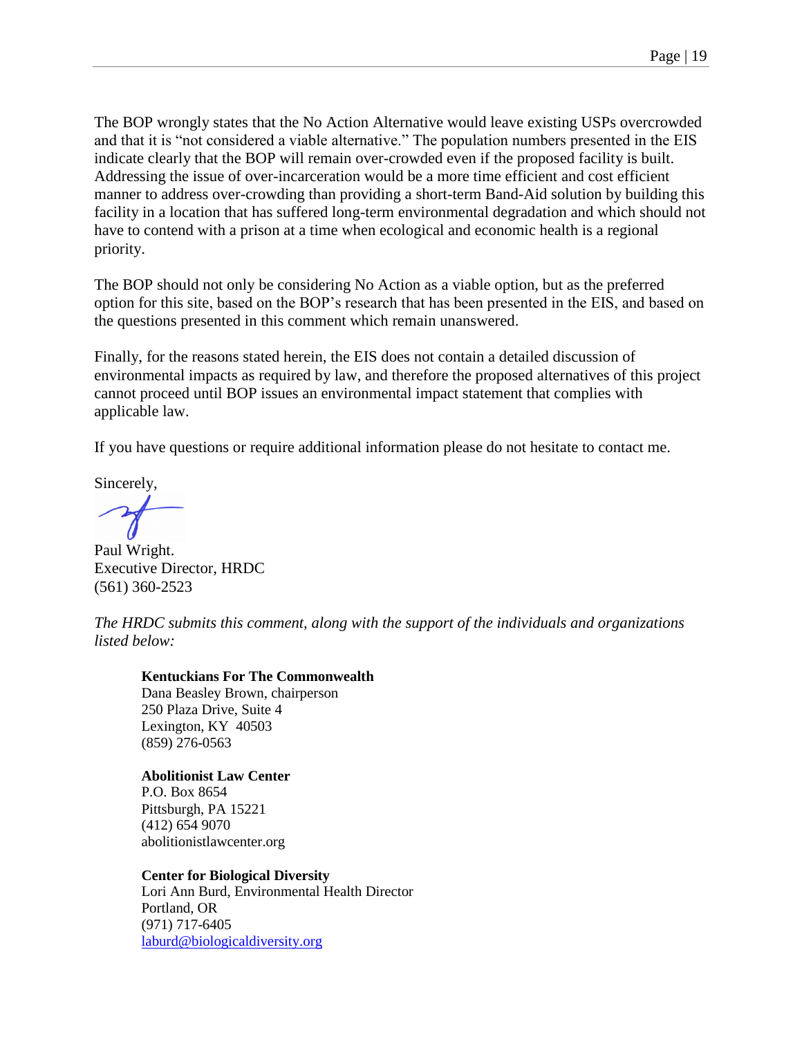The BOP wrongly states that the No Action Alternative would leave existing USPs overcrowded and that it is "not considered a viable alternative." The population numbers presented in the EIS indicate clearly that the BOP will remain over-crowded even if the proposed facility is built. Addressing the issue of over-incarceration would be a more time efficient and cost efficient manner to address over-crowding than providing a short-term Band-Aid solution by building this facility in a location that has suffered long-term environmental degradation and which should not have to contend with a prison at a time when ecological and economic health is a regional priority.

The BOP should not only be considering No Action as a viable option, but as the preferred option for this site, based on the BOP's research that has been presented in the EIS, and based on the questions presented in this comment which remain unanswered.

Finally, for the reasons stated herein, the EIS does not contain a detailed discussion of environmental impacts as required by law, and therefore the proposed alternatives of this project cannot proceed until BOP issues an environmental impact statement that complies with applicable law.

If you have questions or require additional information please do not hesitate to contact me.

Sincerely,

Paul Wright.
Executive Director, HRDC
(561) 360-2523

*The HRDC submits this comment, along with the support of the individuals and organizations listed below:*

**Kentuckians For The Commonwealth**
Dana Beasley Brown, chairperson
250 Plaza Drive, Suite 4
Lexington, KY 40503
(859) 276-0563

**Abolitionist Law Center**
P.O. Box 8654
Pittsburgh, PA 15221
(412) 654 9070
abolitionistlawcenter.org

**Center for Biological Diversity**
Lori Ann Burd, Environmental Health Director
Portland, OR
(971) 717-6405
laburd@biologicaldiversity.org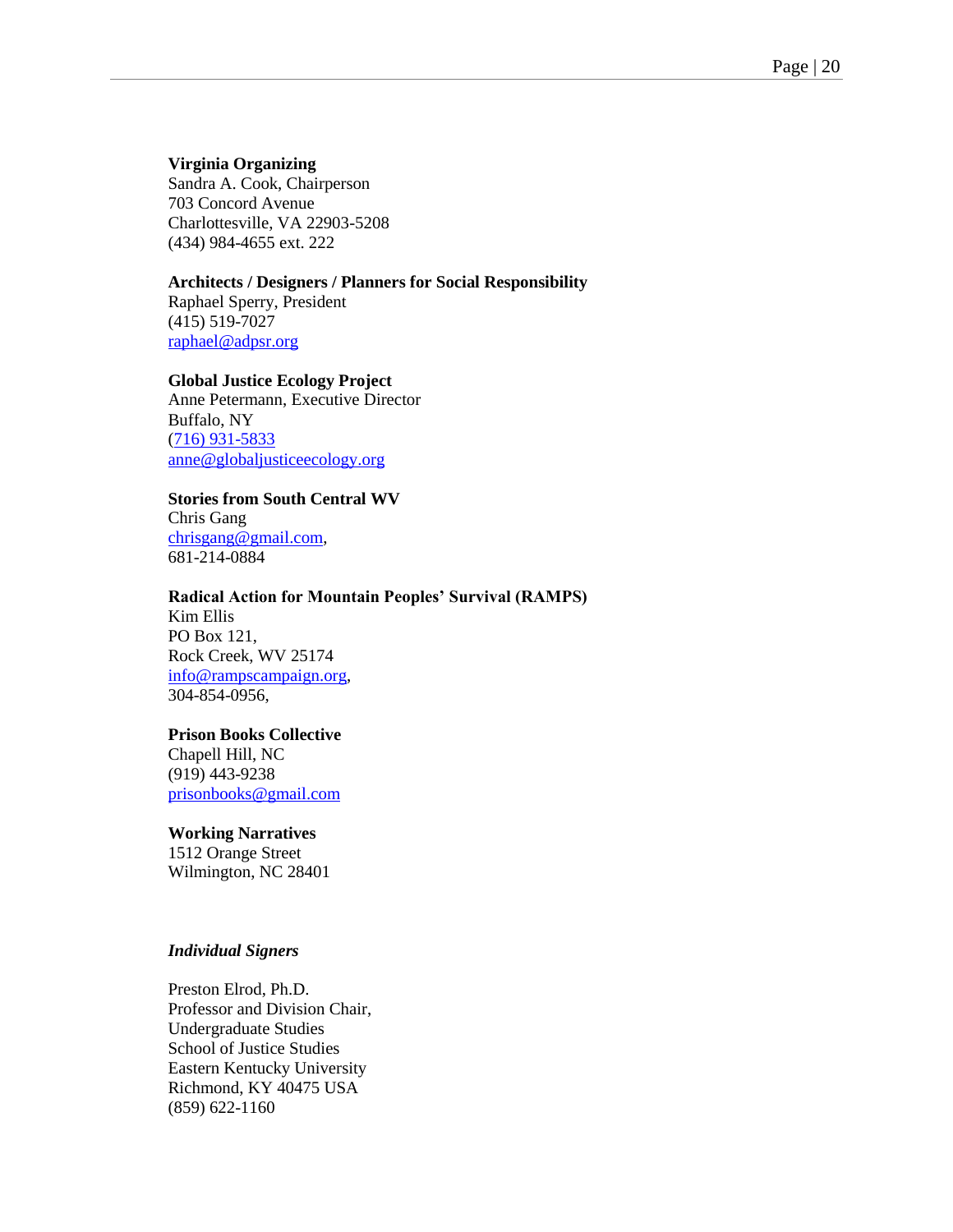**Virginia Organizing**
Sandra A. Cook, Chairperson
703 Concord Avenue
Charlottesville, VA 22903-5208
(434) 984-4655 ext. 222

**Architects / Designers / Planners for Social Responsibility**
Raphael Sperry, President
(415) 519-7027
raphael@adpsr.org

**Global Justice Ecology Project**
Anne Petermann, Executive Director
Buffalo, NY
(716) 931-5833
anne@globaljusticeecology.org

**Stories from South Central WV**
Chris Gang
chrisgang@gmail.com,
681-214-0884

**Radical Action for Mountain Peoples' Survival (RAMPS)**
Kim Ellis
PO Box 121,
Rock Creek, WV 25174
info@rampscampaign.org,
304-854-0956,

**Prison Books Collective**
Chapell Hill, NC
(919) 443-9238
prisonbooks@gmail.com

**Working Narratives**
1512 Orange Street
Wilmington, NC 28401

***Individual Signers***

Preston Elrod, Ph.D.
Professor and Division Chair,
Undergraduate Studies
School of Justice Studies
Eastern Kentucky University
Richmond, KY 40475 USA
(859) 622-1160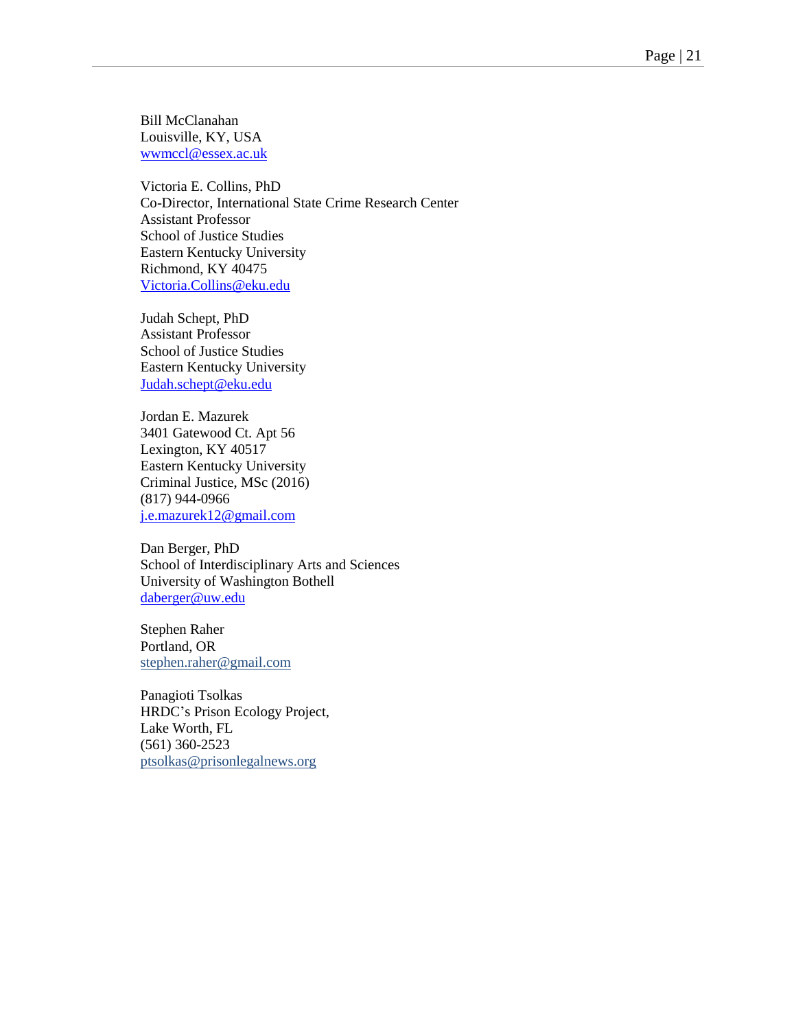Bill McClanahan
Louisville, KY, USA
wwmccl@essex.ac.uk

Victoria E. Collins, PhD
Co-Director, International State Crime Research Center
Assistant Professor
School of Justice Studies
Eastern Kentucky University
Richmond, KY 40475
Victoria.Collins@eku.edu

Judah Schept, PhD
Assistant Professor
School of Justice Studies
Eastern Kentucky University
Judah.schept@eku.edu

Jordan E. Mazurek
3401 Gatewood Ct. Apt 56
Lexington, KY 40517
Eastern Kentucky University
Criminal Justice, MSc (2016)
(817) 944-0966
j.e.mazurek12@gmail.com

Dan Berger, PhD
School of Interdisciplinary Arts and Sciences
University of Washington Bothell
daberger@uw.edu

Stephen Raher
Portland, OR
stephen.raher@gmail.com

Panagioti Tsolkas
HRDC's Prison Ecology Project,
Lake Worth, FL
(561) 360-2523
ptsolkas@prisonlegalnews.org